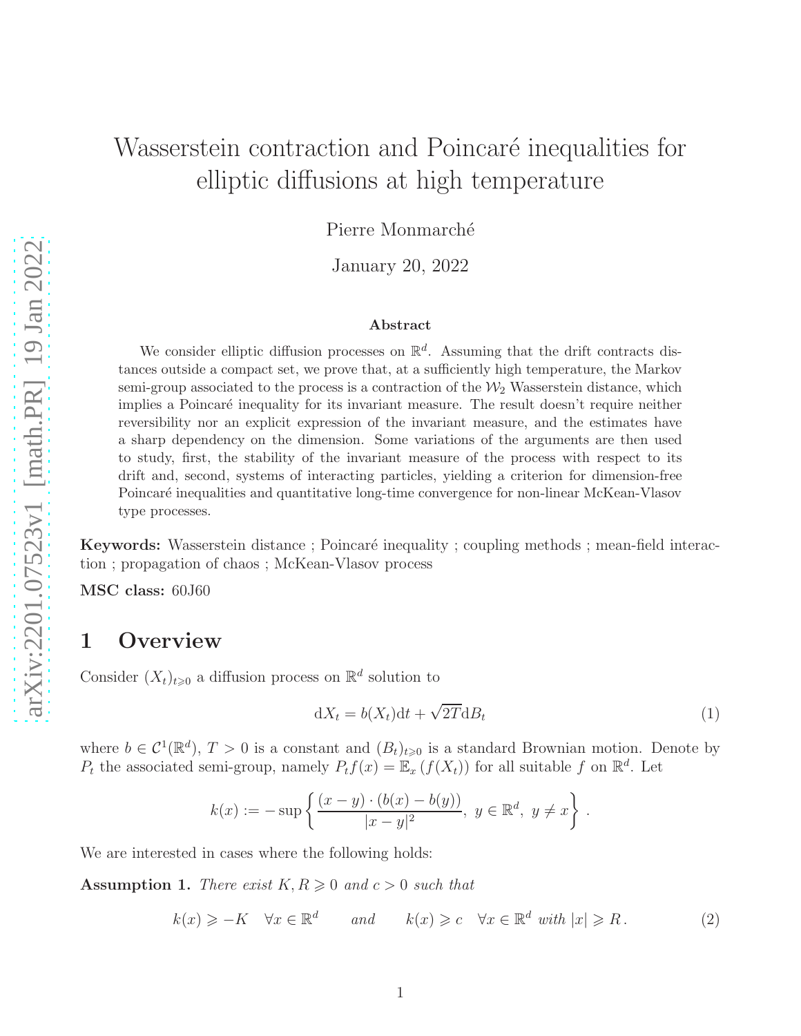# Wasserstein contraction and Poincaré inequalities for elliptic diffusions at high temperature

Pierre Monmarché

January 20, 2022

### Abstract

We consider elliptic diffusion processes on $\mathbb{R}^d$. Assuming that the drift contracts distances outside a compact set, we prove that, at a sufficiently high temperature, the Markov semi-group associated to the process is a contraction of the $\mathcal{W}_2$ Wasserstein distance, which implies a Poincaré inequality for its invariant measure. The result doesn't require neither reversibility nor an explicit expression of the invariant measure, and the estimates have a sharp dependency on the dimension. Some variations of the arguments are then used to study, first, the stability of the invariant measure of the process with respect to its drift and, second, systems of interacting particles, yielding a criterion for dimension-free Poincaré inequalities and quantitative long-time convergence for non-linear McKean-Vlasov type processes.

**Keywords:** Wasserstein distance ; Poincaré inequality ; coupling methods ; mean-field interaction ; propagation of chaos ; McKean-Vlasov process

**MSC class:** 60J60

## 1 Overview

Consider $(X_t)_{t\geqslant 0}$ a diffusion process on $\mathbb{R}^d$ solution to

$$\mathrm{d}X_t = b(X_t)\mathrm{d}t + \sqrt{2T}\mathrm{d}B_t \tag{1}$$

where $b \in \mathcal{C}^1(\mathbb{R}^d)$, $T > 0$ is a constant and $(B_t)_{t\geqslant 0}$ is a standard Brownian motion. Denote by $P_t$ the associated semi-group, namely $P_t f(x) = \mathbb{E}_x (f(X_t))$ for all suitable $f$ on $\mathbb{R}^d$. Let

$$k(x) := -\sup\left\{ \frac{(x-y)\cdot(b(x)-b(y))}{|x-y|^2},\ y \in \mathbb{R}^d,\ y \neq x \right\}.$$

We are interested in cases where the following holds:

**Assumption 1.** *There exist $K, R \geqslant 0$ and $c > 0$ such that*

$$k(x) \geqslant -K \quad \forall x \in \mathbb{R}^d \qquad \textit{and} \qquad k(x) \geqslant c \quad \forall x \in \mathbb{R}^d \textit{ with } |x| \geqslant R\,. \tag{2}$$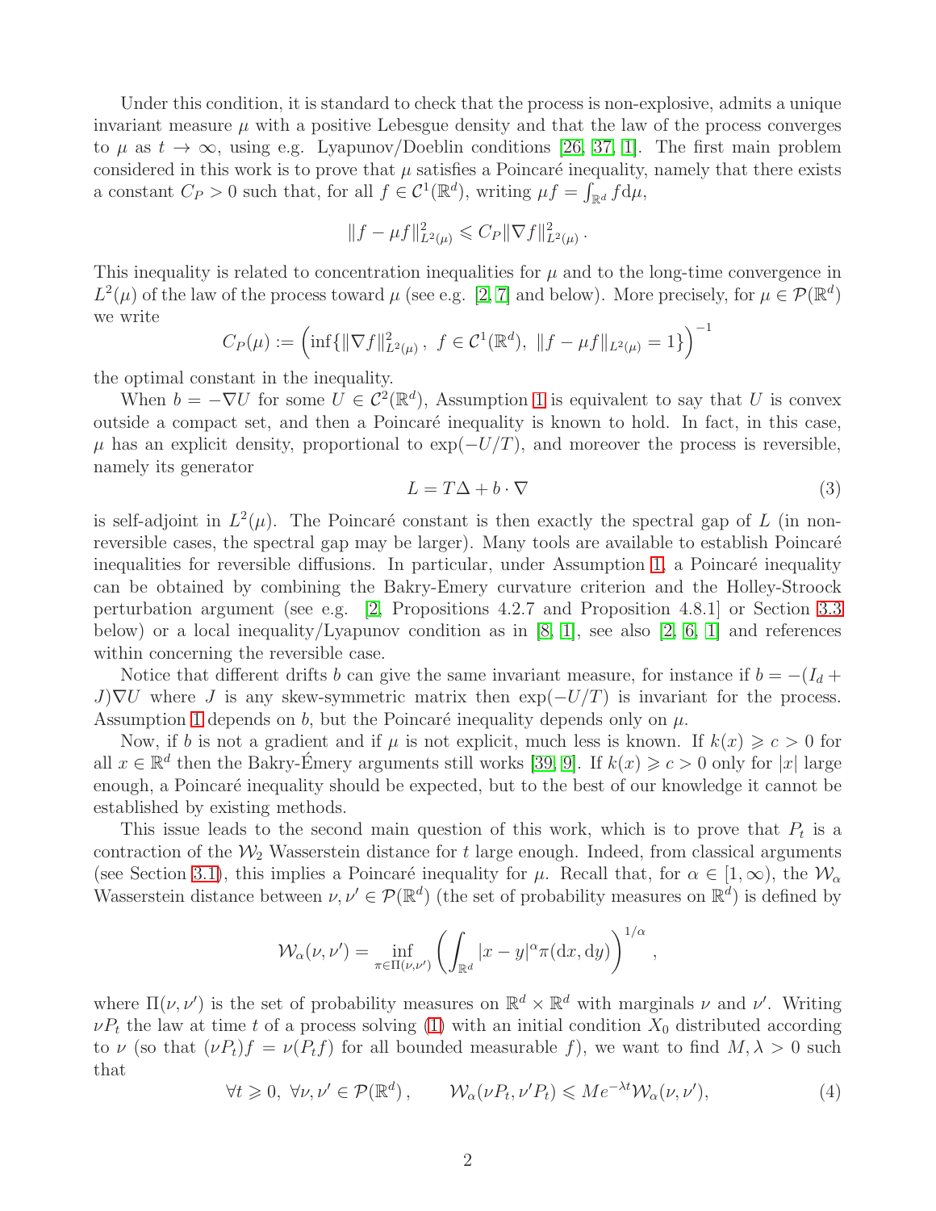Under this condition, it is standard to check that the process is non-explosive, admits a unique invariant measure $\mu$ with a positive Lebesgue density and that the law of the process converges to $\mu$ as $t \to \infty$, using e.g. Lyapunov/Doeblin conditions [26, 37, 1]. The first main problem considered in this work is to prove that $\mu$ satisfies a Poincaré inequality, namely that there exists a constant $C_P > 0$ such that, for all $f \in \mathcal{C}^1(\mathbb{R}^d)$, writing $\mu f = \int_{\mathbb{R}^d} f \mathrm{d}\mu$,

$$\|f - \mu f\|_{L^2(\mu)}^2 \leqslant C_P \|\nabla f\|_{L^2(\mu)}^2 .$$

This inequality is related to concentration inequalities for $\mu$ and to the long-time convergence in $L^2(\mu)$ of the law of the process toward $\mu$ (see e.g. [2, 7] and below). More precisely, for $\mu \in \mathcal{P}(\mathbb{R}^d)$ we write

$$C_P(\mu) := \left( \inf\{ \|\nabla f\|_{L^2(\mu)}^2 ,\ f \in \mathcal{C}^1(\mathbb{R}^d),\ \|f - \mu f\|_{L^2(\mu)} = 1\} \right)^{-1}$$

the optimal constant in the inequality.

When $b = -\nabla U$ for some $U \in \mathcal{C}^2(\mathbb{R}^d)$, Assumption 1 is equivalent to say that $U$ is convex outside a compact set, and then a Poincaré inequality is known to hold. In fact, in this case, $\mu$ has an explicit density, proportional to $\exp(-U/T)$, and moreover the process is reversible, namely its generator

$$L = T\Delta + b \cdot \nabla \tag{3}$$

is self-adjoint in $L^2(\mu)$. The Poincaré constant is then exactly the spectral gap of $L$ (in non-reversible cases, the spectral gap may be larger). Many tools are available to establish Poincaré inequalities for reversible diffusions. In particular, under Assumption 1, a Poincaré inequality can be obtained by combining the Bakry-Emery curvature criterion and the Holley-Stroock perturbation argument (see e.g. [2, Propositions 4.2.7 and Proposition 4.8.1] or Section 3.3 below) or a local inequality/Lyapunov condition as in [8, 1], see also [2, 6, 1] and references within concerning the reversible case.

Notice that different drifts $b$ can give the same invariant measure, for instance if $b = -(I_d + J)\nabla U$ where $J$ is any skew-symmetric matrix then $\exp(-U/T)$ is invariant for the process. Assumption 1 depends on $b$, but the Poincaré inequality depends only on $\mu$.

Now, if $b$ is not a gradient and if $\mu$ is not explicit, much less is known. If $k(x) \geqslant c > 0$ for all $x \in \mathbb{R}^d$ then the Bakry-Émery arguments still works [39, 9]. If $k(x) \geqslant c > 0$ only for $|x|$ large enough, a Poincaré inequality should be expected, but to the best of our knowledge it cannot be established by existing methods.

This issue leads to the second main question of this work, which is to prove that $P_t$ is a contraction of the $\mathcal{W}_2$ Wasserstein distance for $t$ large enough. Indeed, from classical arguments (see Section 3.1), this implies a Poincaré inequality for $\mu$. Recall that, for $\alpha \in [1, \infty)$, the $\mathcal{W}_\alpha$ Wasserstein distance between $\nu, \nu' \in \mathcal{P}(\mathbb{R}^d)$ (the set of probability measures on $\mathbb{R}^d$) is defined by

$$\mathcal{W}_\alpha(\nu, \nu') = \inf_{\pi \in \Pi(\nu, \nu')} \left( \int_{\mathbb{R}^d} |x - y|^\alpha \pi(\mathrm{d}x, \mathrm{d}y) \right)^{1/\alpha} ,$$

where $\Pi(\nu, \nu')$ is the set of probability measures on $\mathbb{R}^d \times \mathbb{R}^d$ with marginals $\nu$ and $\nu'$. Writing $\nu P_t$ the law at time $t$ of a process solving (1) with an initial condition $X_0$ distributed according to $\nu$ (so that $(\nu P_t) f = \nu(P_t f)$ for all bounded measurable $f$), we want to find $M, \lambda > 0$ such that

$$\forall t \geqslant 0,\ \forall \nu, \nu' \in \mathcal{P}(\mathbb{R}^d), \qquad \mathcal{W}_\alpha(\nu P_t, \nu' P_t) \leqslant M e^{-\lambda t} \mathcal{W}_\alpha(\nu, \nu'), \tag{4}$$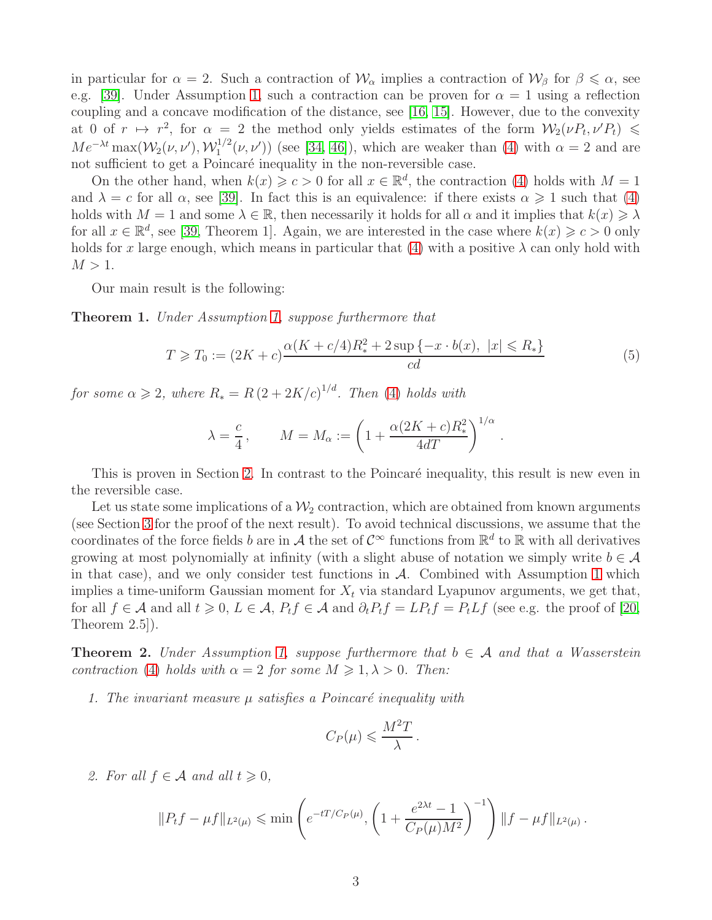in particular for $\alpha = 2$. Such a contraction of $\mathcal{W}_\alpha$ implies a contraction of $\mathcal{W}_\beta$ for $\beta \leqslant \alpha$, see e.g. [39]. Under Assumption 1, such a contraction can be proven for $\alpha = 1$ using a reflection coupling and a concave modification of the distance, see [16, 15]. However, due to the convexity at 0 of $r \mapsto r^2$, for $\alpha = 2$ the method only yields estimates of the form $\mathcal{W}_2(\nu P_t, \nu' P_t) \leqslant Me^{-\lambda t} \max(\mathcal{W}_2(\nu, \nu'), \mathcal{W}_1^{1/2}(\nu, \nu'))$ (see [34, 46]), which are weaker than (4) with $\alpha = 2$ and are not sufficient to get a Poincaré inequality in the non-reversible case.

On the other hand, when $k(x) \geqslant c > 0$ for all $x \in \mathbb{R}^d$, the contraction (4) holds with $M = 1$ and $\lambda = c$ for all $\alpha$, see [39]. In fact this is an equivalence: if there exists $\alpha \geqslant 1$ such that (4) holds with $M = 1$ and some $\lambda \in \mathbb{R}$, then necessarily it holds for all $\alpha$ and it implies that $k(x) \geqslant \lambda$ for all $x \in \mathbb{R}^d$, see [39, Theorem 1]. Again, we are interested in the case where $k(x) \geqslant c > 0$ only holds for $x$ large enough, which means in particular that (4) with a positive $\lambda$ can only hold with $M > 1$.

Our main result is the following:

**Theorem 1.** *Under Assumption 1, suppose furthermore that*

$$T \geqslant T_0 := (2K + c) \frac{\alpha(K + c/4)R_*^2 + 2 \sup\{-x \cdot b(x),\ |x| \leqslant R_*\}}{cd} \tag{5}$$

*for some $\alpha \geqslant 2$, where $R_* = R\,(2 + 2K/c)^{1/d}$. Then (4) holds with*

$$\lambda = \frac{c}{4}, \qquad M = M_\alpha := \left(1 + \frac{\alpha(2K + c)R_*^2}{4dT}\right)^{1/\alpha}.$$

This is proven in Section 2. In contrast to the Poincaré inequality, this result is new even in the reversible case.

Let us state some implications of a $\mathcal{W}_2$ contraction, which are obtained from known arguments (see Section 3 for the proof of the next result). To avoid technical discussions, we assume that the coordinates of the force fields $b$ are in $\mathcal{A}$ the set of $\mathcal{C}^\infty$ functions from $\mathbb{R}^d$ to $\mathbb{R}$ with all derivatives growing at most polynomially at infinity (with a slight abuse of notation we simply write $b \in \mathcal{A}$ in that case), and we only consider test functions in $\mathcal{A}$. Combined with Assumption 1 which implies a time-uniform Gaussian moment for $X_t$ via standard Lyapunov arguments, we get that, for all $f \in \mathcal{A}$ and all $t \geqslant 0$, $L \in \mathcal{A}$, $P_t f \in \mathcal{A}$ and $\partial_t P_t f = L P_t f = P_t L f$ (see e.g. the proof of [20, Theorem 2.5]).

**Theorem 2.** *Under Assumption 1, suppose furthermore that $b \in \mathcal{A}$ and that a Wasserstein contraction (4) holds with $\alpha = 2$ for some $M \geqslant 1, \lambda > 0$. Then:*

1. *The invariant measure $\mu$ satisfies a Poincaré inequality with*

$$C_P(\mu) \leqslant \frac{M^2 T}{\lambda}.$$

2. *For all $f \in \mathcal{A}$ and all $t \geqslant 0$,*

$$\|P_t f - \mu f\|_{L^2(\mu)} \leqslant \min\left(e^{-tT/C_P(\mu)}, \left(1 + \frac{e^{2\lambda t} - 1}{C_P(\mu) M^2}\right)^{-1}\right) \|f - \mu f\|_{L^2(\mu)}.$$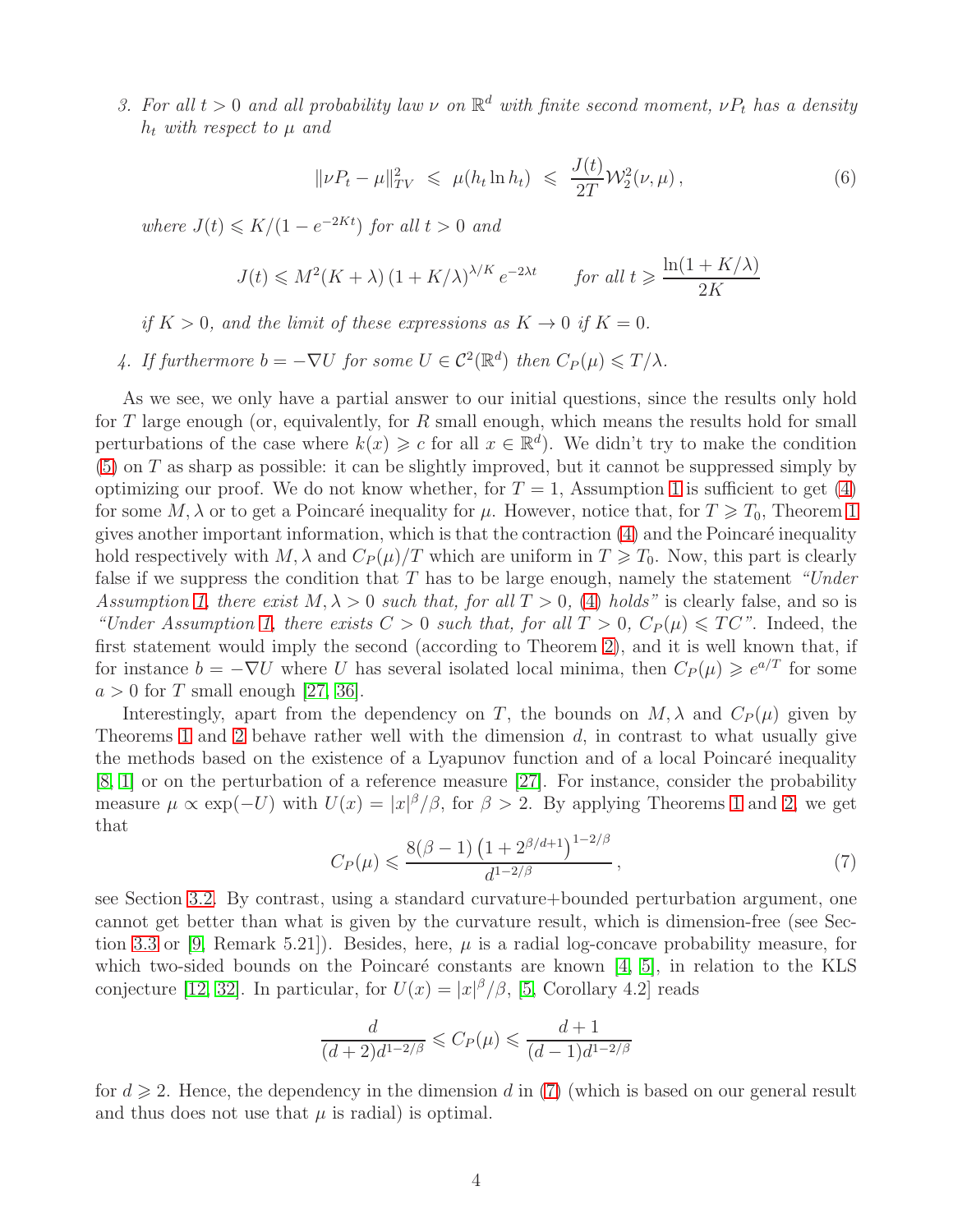3. *For all $t > 0$ and all probability law $\nu$ on $\mathbb{R}^d$ with finite second moment, $\nu P_t$ has a density $h_t$ with respect to $\mu$ and*

$$\|\nu P_t - \mu\|_{TV}^2 \leqslant \mu(h_t \ln h_t) \leqslant \frac{J(t)}{2T}\mathcal{W}_2^2(\nu, \mu)\,, \tag{6}$$

*where $J(t) \leqslant K/(1 - e^{-2Kt})$ for all $t > 0$ and*

$$J(t) \leqslant M^2(K + \lambda)\,(1 + K/\lambda)^{\lambda/K}\, e^{-2\lambda t} \qquad \text{for all } t \geqslant \frac{\ln(1 + K/\lambda)}{2K}$$

*if $K > 0$, and the limit of these expressions as $K \to 0$ if $K = 0$.*

4. *If furthermore $b = -\nabla U$ for some $U \in \mathcal{C}^2(\mathbb{R}^d)$ then $C_P(\mu) \leqslant T/\lambda$.*

As we see, we only have a partial answer to our initial questions, since the results only hold for $T$ large enough (or, equivalently, for $R$ small enough, which means the results hold for small perturbations of the case where $k(x) \geqslant c$ for all $x \in \mathbb{R}^d$). We didn't try to make the condition (5) on $T$ as sharp as possible: it can be slightly improved, but it cannot be suppressed simply by optimizing our proof. We do not know whether, for $T = 1$, Assumption 1 is sufficient to get (4) for some $M, \lambda$ or to get a Poincaré inequality for $\mu$. However, notice that, for $T \geqslant T_0$, Theorem 1 gives another important information, which is that the contraction (4) and the Poincaré inequality hold respectively with $M, \lambda$ and $C_P(\mu)/T$ which are uniform in $T \geqslant T_0$. Now, this part is clearly false if we suppress the condition that $T$ has to be large enough, namely the statement *"Under Assumption 1, there exist $M, \lambda > 0$ such that, for all $T > 0$, (4) holds"* is clearly false, and so is *"Under Assumption 1, there exists $C > 0$ such that, for all $T > 0$, $C_P(\mu) \leqslant TC$"*. Indeed, the first statement would imply the second (according to Theorem 2), and it is well known that, if for instance $b = -\nabla U$ where $U$ has several isolated local minima, then $C_P(\mu) \geqslant e^{a/T}$ for some $a > 0$ for $T$ small enough [27, 36].

Interestingly, apart from the dependency on $T$, the bounds on $M, \lambda$ and $C_P(\mu)$ given by Theorems 1 and 2 behave rather well with the dimension $d$, in contrast to what usually give the methods based on the existence of a Lyapunov function and of a local Poincaré inequality [8, 1] or on the perturbation of a reference measure [27]. For instance, consider the probability measure $\mu \propto \exp(-U)$ with $U(x) = |x|^\beta/\beta$, for $\beta > 2$. By applying Theorems 1 and 2, we get that

$$C_P(\mu) \leqslant \frac{8(\beta - 1)\left(1 + 2^{\beta/d+1}\right)^{1-2/\beta}}{d^{1-2/\beta}}\,, \tag{7}$$

see Section 3.2. By contrast, using a standard curvature+bounded perturbation argument, one cannot get better than what is given by the curvature result, which is dimension-free (see Section 3.3 or [9, Remark 5.21]). Besides, here, $\mu$ is a radial log-concave probability measure, for which two-sided bounds on the Poincaré constants are known [4, 5], in relation to the KLS conjecture [12, 32]. In particular, for $U(x) = |x|^\beta/\beta$, [5, Corollary 4.2] reads

$$\frac{d}{(d+2)d^{1-2/\beta}} \leqslant C_P(\mu) \leqslant \frac{d+1}{(d-1)d^{1-2/\beta}}$$

for $d \geqslant 2$. Hence, the dependency in the dimension $d$ in (7) (which is based on our general result and thus does not use that $\mu$ is radial) is optimal.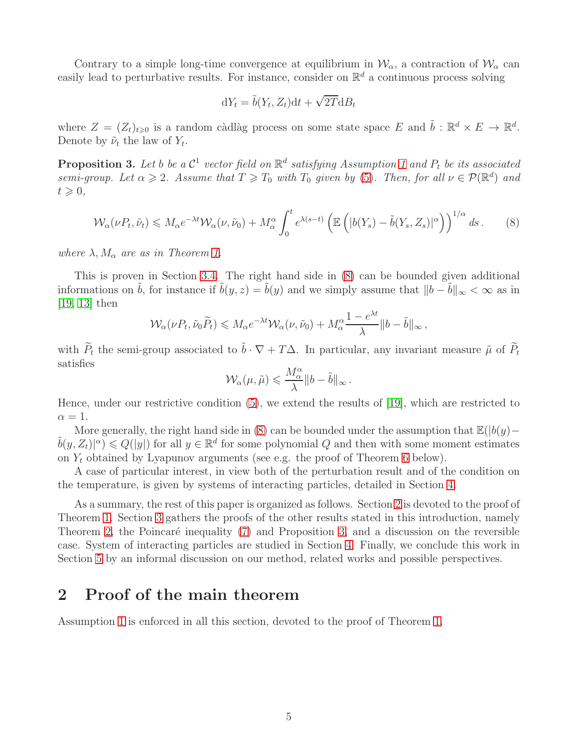Contrary to a simple long-time convergence at equilibrium in $\mathcal{W}_\alpha$, a contraction of $\mathcal{W}_\alpha$ can easily lead to perturbative results. For instance, consider on $\mathbb{R}^d$ a continuous process solving

$$\mathrm{d}Y_t = \tilde{b}(Y_t, Z_t)\mathrm{d}t + \sqrt{2T}\mathrm{d}B_t$$

where $Z = (Z_t)_{t\geqslant 0}$ is a random càdlàg process on some state space $E$ and $\tilde{b} : \mathbb{R}^d \times E \to \mathbb{R}^d$. Denote by $\tilde{\nu}_t$ the law of $Y_t$.

**Proposition 3.** *Let $b$ be a $\mathcal{C}^1$ vector field on $\mathbb{R}^d$ satisfying Assumption 1 and $P_t$ be its associated semi-group. Let $\alpha \geqslant 2$. Assume that $T \geqslant T_0$ with $T_0$ given by (5). Then, for all $\nu \in \mathcal{P}(\mathbb{R}^d)$ and $t \geqslant 0$,*

$$\mathcal{W}_\alpha(\nu P_t, \tilde{\nu}_t) \leqslant M_\alpha e^{-\lambda t}\mathcal{W}_\alpha(\nu, \tilde{\nu}_0) + M_\alpha^\alpha \int_0^t e^{\lambda(s-t)} \left(\mathbb{E}\left(|b(Y_s) - \tilde{b}(Y_s, Z_s)|^\alpha\right)\right)^{1/\alpha} ds\,. \tag{8}$$

*where $\lambda, M_\alpha$ are as in Theorem 1.*

This is proven in Section 3.4. The right hand side in (8) can be bounded given additional informations on $\tilde{b}$, for instance if $\tilde{b}(y,z) = \tilde{b}(y)$ and we simply assume that $\|b - \tilde{b}\|_\infty < \infty$ as in [19, 13] then

$$\mathcal{W}_\alpha(\nu P_t, \tilde{\nu}_0\widetilde{P}_t) \leqslant M_\alpha e^{-\lambda t}\mathcal{W}_\alpha(\nu, \tilde{\nu}_0) + M_\alpha^\alpha \frac{1 - e^{\lambda t}}{\lambda}\|b - \tilde{b}\|_\infty\,,$$

with $\widetilde{P}_t$ the semi-group associated to $\tilde{b} \cdot \nabla + T\Delta$. In particular, any invariant measure $\tilde{\mu}$ of $\widetilde{P}_t$ satisfies

$$\mathcal{W}_\alpha(\mu, \tilde{\mu}) \leqslant \frac{M_\alpha^\alpha}{\lambda}\|b - \tilde{b}\|_\infty\,.$$

Hence, under our restrictive condition (5), we extend the results of [19], which are restricted to $\alpha = 1$.

More generally, the right hand side in (8) can be bounded under the assumption that $\mathbb{E}(|b(y) - \tilde{b}(y, Z_t)|^\alpha) \leqslant Q(|y|)$ for all $y \in \mathbb{R}^d$ for some polynomial $Q$ and then with some moment estimates on $Y_t$ obtained by Lyapunov arguments (see e.g. the proof of Theorem 6 below).

A case of particular interest, in view both of the perturbation result and of the condition on the temperature, is given by systems of interacting particles, detailed in Section 4.

As a summary, the rest of this paper is organized as follows. Section 2 is devoted to the proof of Theorem 1. Section 3 gathers the proofs of the other results stated in this introduction, namely Theorem 2, the Poincaré inequality (7) and Proposition 3, and a discussion on the reversible case. System of interacting particles are studied in Section 4. Finally, we conclude this work in Section 5 by an informal discussion on our method, related works and possible perspectives.

## 2 Proof of the main theorem

Assumption 1 is enforced in all this section, devoted to the proof of Theorem 1.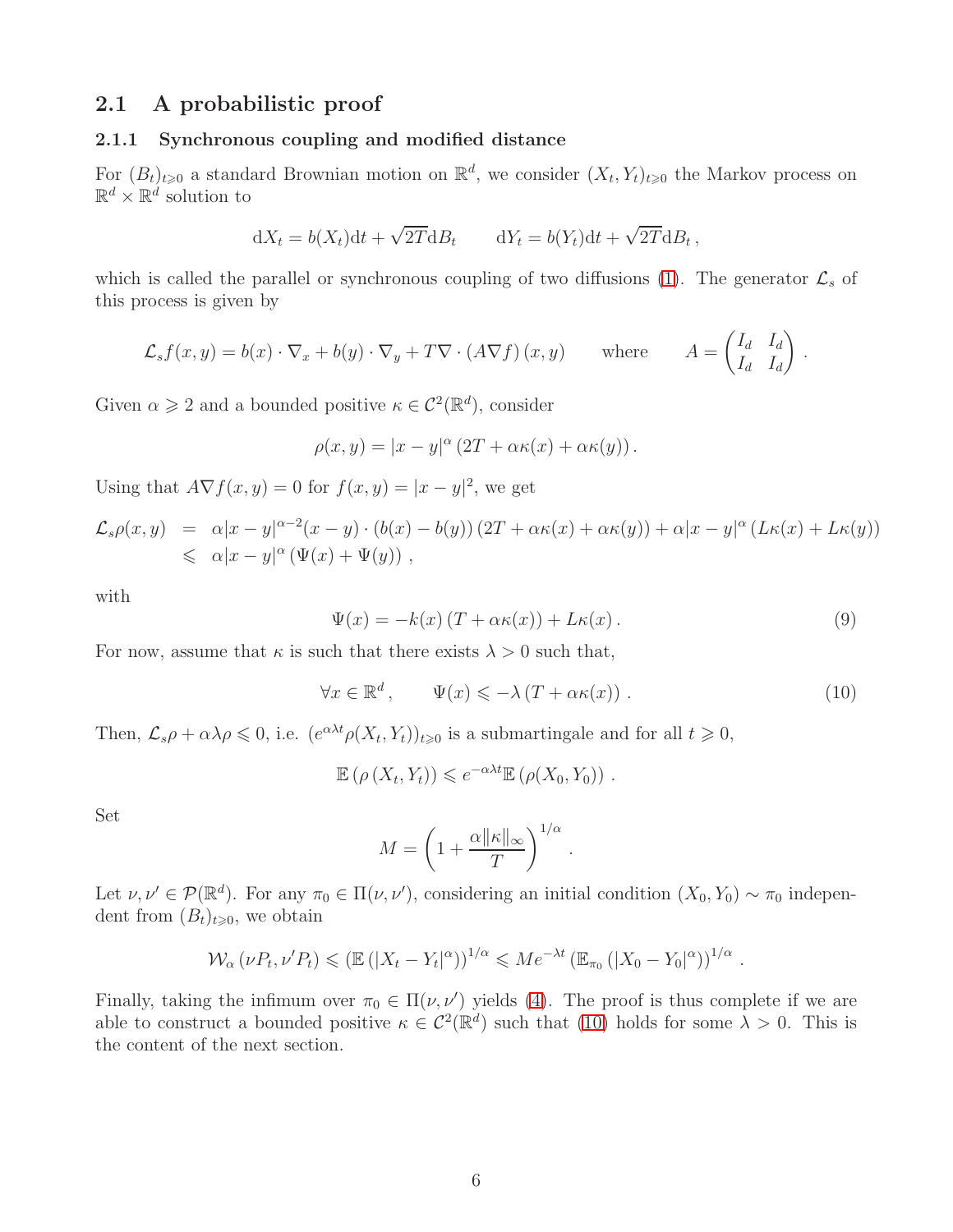## 2.1 A probabilistic proof

### 2.1.1 Synchronous coupling and modified distance

For $(B_t)_{t\geqslant 0}$ a standard Brownian motion on $\mathbb{R}^d$, we consider $(X_t, Y_t)_{t\geqslant 0}$ the Markov process on $\mathbb{R}^d \times \mathbb{R}^d$ solution to

$$\mathrm{d}X_t = b(X_t)\mathrm{d}t + \sqrt{2T}\mathrm{d}B_t \qquad \mathrm{d}Y_t = b(Y_t)\mathrm{d}t + \sqrt{2T}\mathrm{d}B_t\,,$$

which is called the parallel or synchronous coupling of two diffusions (1). The generator $\mathcal{L}_s$ of this process is given by

$$\mathcal{L}_s f(x,y) = b(x)\cdot\nabla_x + b(y)\cdot\nabla_y + T\nabla\cdot(A\nabla f)(x,y) \qquad \text{where} \qquad A = \begin{pmatrix} I_d & I_d \\ I_d & I_d \end{pmatrix}.$$

Given $\alpha \geqslant 2$ and a bounded positive $\kappa \in \mathcal{C}^2(\mathbb{R}^d)$, consider

$$\rho(x,y) = |x-y|^\alpha \left(2T + \alpha\kappa(x) + \alpha\kappa(y)\right).$$

Using that $A\nabla f(x,y) = 0$ for $f(x,y) = |x-y|^2$, we get

$$\begin{aligned}
\mathcal{L}_s\rho(x,y) &= \alpha|x-y|^{\alpha-2}(x-y)\cdot(b(x)-b(y))\left(2T+\alpha\kappa(x)+\alpha\kappa(y)\right) + \alpha|x-y|^\alpha\left(L\kappa(x)+L\kappa(y)\right) \\
&\leqslant \alpha|x-y|^\alpha\left(\Psi(x)+\Psi(y)\right)\,,
\end{aligned}$$

with

$$\Psi(x) = -k(x)\left(T+\alpha\kappa(x)\right) + L\kappa(x)\,. \tag{9}$$

For now, assume that $\kappa$ is such that there exists $\lambda > 0$ such that,

$$\forall x \in \mathbb{R}^d\,, \qquad \Psi(x) \leqslant -\lambda\left(T+\alpha\kappa(x)\right)\,. \tag{10}$$

Then, $\mathcal{L}_s\rho + \alpha\lambda\rho \leqslant 0$, i.e. $(e^{\alpha\lambda t}\rho(X_t,Y_t))_{t\geqslant 0}$ is a submartingale and for all $t \geqslant 0$,

$$\mathbb{E}\left(\rho\left(X_t,Y_t\right)\right) \leqslant e^{-\alpha\lambda t}\mathbb{E}\left(\rho(X_0,Y_0)\right)\,.$$

Set

$$M = \left(1+\frac{\alpha\|\kappa\|_\infty}{T}\right)^{1/\alpha}\,.$$

Let $\nu,\nu' \in \mathcal{P}(\mathbb{R}^d)$. For any $\pi_0 \in \Pi(\nu,\nu')$, considering an initial condition $(X_0,Y_0)\sim\pi_0$ independent from $(B_t)_{t\geqslant 0}$, we obtain

$$\mathcal{W}_\alpha\left(\nu P_t,\nu' P_t\right) \leqslant \left(\mathbb{E}\left(|X_t-Y_t|^\alpha\right)\right)^{1/\alpha} \leqslant Me^{-\lambda t}\left(\mathbb{E}_{\pi_0}\left(|X_0-Y_0|^\alpha\right)\right)^{1/\alpha}\,.$$

Finally, taking the infimum over $\pi_0 \in \Pi(\nu,\nu')$ yields (4). The proof is thus complete if we are able to construct a bounded positive $\kappa \in \mathcal{C}^2(\mathbb{R}^d)$ such that (10) holds for some $\lambda > 0$. This is the content of the next section.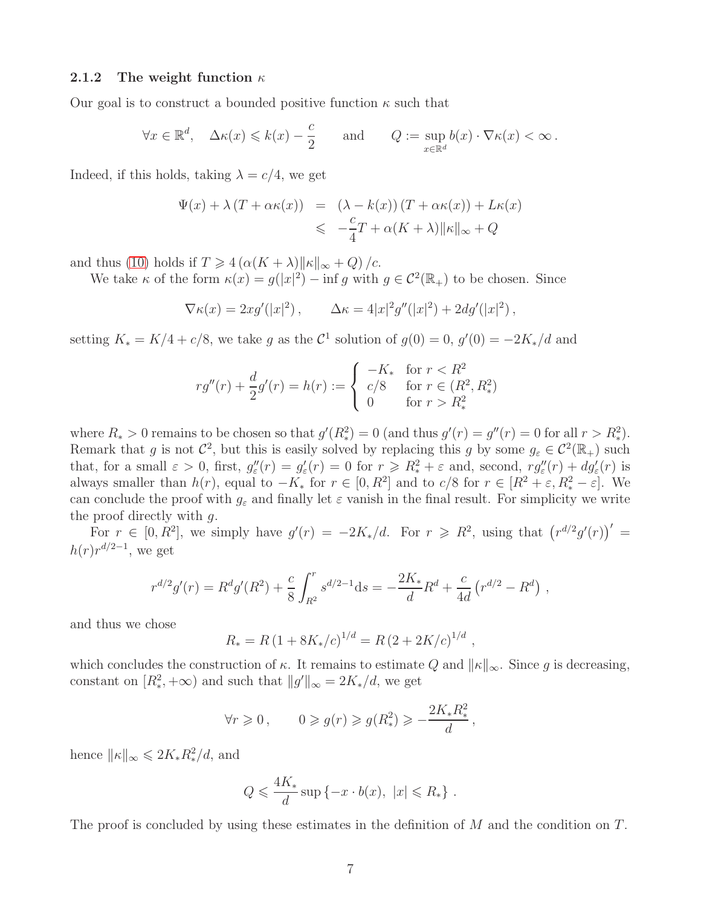### 2.1.2 The weight function $\kappa$

Our goal is to construct a bounded positive function $\kappa$ such that

$$\forall x \in \mathbb{R}^d, \quad \Delta\kappa(x) \leqslant k(x) - \frac{c}{2} \qquad \text{and} \qquad Q := \sup_{x\in\mathbb{R}^d} b(x)\cdot\nabla\kappa(x) < \infty\,.$$

Indeed, if this holds, taking $\lambda = c/4$, we get

$$\begin{aligned}\Psi(x) + \lambda\left(T + \alpha\kappa(x)\right) &= (\lambda - k(x))\left(T + \alpha\kappa(x)\right) + L\kappa(x)\\ &\leqslant -\frac{c}{4}T + \alpha(K+\lambda)\|\kappa\|_\infty + Q\end{aligned}$$

and thus (10) holds if $T \geqslant 4\left(\alpha(K+\lambda)\|\kappa\|_\infty + Q\right)/c$.

We take $\kappa$ of the form $\kappa(x) = g(|x|^2) - \inf g$ with $g \in \mathcal{C}^2(\mathbb{R}_+)$ to be chosen. Since

$$\nabla\kappa(x) = 2xg'(|x|^2)\,, \qquad \Delta\kappa = 4|x|^2 g''(|x|^2) + 2dg'(|x|^2)\,,$$

setting $K_* = K/4 + c/8$, we take $g$ as the $\mathcal{C}^1$ solution of $g(0) = 0$, $g'(0) = -2K_*/d$ and

$$rg''(r) + \frac{d}{2}g'(r) = h(r) := \left\{\begin{array}{ll} -K_* & \text{for } r < R^2\\ c/8 & \text{for } r \in (R^2, R_*^2)\\ 0 & \text{for } r > R_*^2\end{array}\right.$$

where $R_* > 0$ remains to be chosen so that $g'(R_*^2) = 0$ (and thus $g'(r) = g''(r) = 0$ for all $r > R_*^2$). Remark that $g$ is not $\mathcal{C}^2$, but this is easily solved by replacing this $g$ by some $g_\varepsilon \in \mathcal{C}^2(\mathbb{R}_+)$ such that, for a small $\varepsilon > 0$, first, $g_\varepsilon''(r) = g_\varepsilon'(r) = 0$ for $r \geqslant R_*^2 + \varepsilon$ and, second, $rg_\varepsilon''(r) + dg_\varepsilon'(r)$ is always smaller than $h(r)$, equal to $-K_*$ for $r \in [0, R^2]$ and to $c/8$ for $r \in [R^2+\varepsilon, R_*^2 - \varepsilon]$. We can conclude the proof with $g_\varepsilon$ and finally let $\varepsilon$ vanish in the final result. For simplicity we write the proof directly with $g$.

For $r \in [0, R^2]$, we simply have $g'(r) = -2K_*/d$. For $r \geqslant R^2$, using that $\left(r^{d/2}g'(r)\right)' = h(r)r^{d/2-1}$, we get

$$r^{d/2}g'(r) = R^d g'(R^2) + \frac{c}{8}\int_{R^2}^r s^{d/2-1}\mathrm{d}s = -\frac{2K_*}{d}R^d + \frac{c}{4d}\left(r^{d/2} - R^d\right)\,,$$

and thus we chose

$$R_* = R\left(1 + 8K_*/c\right)^{1/d} = R\left(2 + 2K/c\right)^{1/d}\,,$$

which concludes the construction of $\kappa$. It remains to estimate $Q$ and $\|\kappa\|_\infty$. Since $g$ is decreasing, constant on $[R_*^2, +\infty)$ and such that $\|g'\|_\infty = 2K_*/d$, we get

$$\forall r \geqslant 0\,, \qquad 0 \geqslant g(r) \geqslant g(R_*^2) \geqslant -\frac{2K_*R_*^2}{d}\,,$$

hence $\|\kappa\|_\infty \leqslant 2K_*R_*^2/d$, and

$$Q \leqslant \frac{4K_*}{d}\sup\left\{-x\cdot b(x),\ |x| \leqslant R_*\right\}\,.$$

The proof is concluded by using these estimates in the definition of $M$ and the condition on $T$.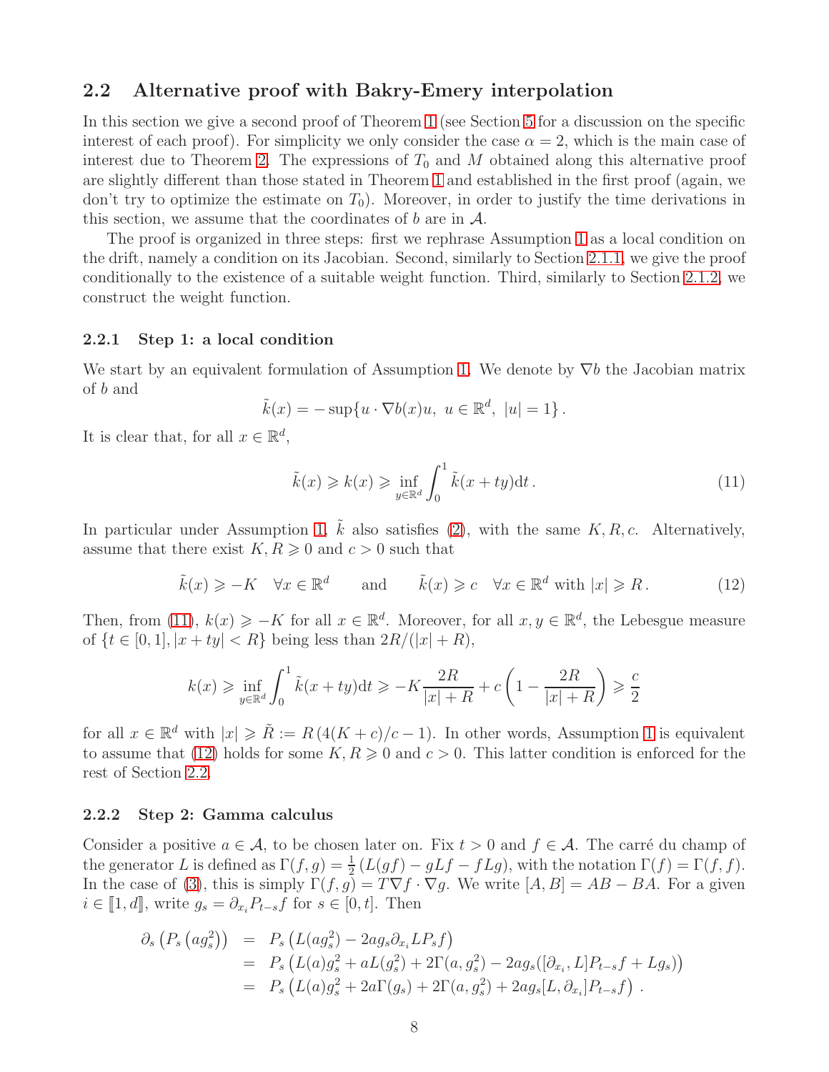## 2.2 Alternative proof with Bakry-Emery interpolation

In this section we give a second proof of Theorem 1 (see Section 5 for a discussion on the specific interest of each proof). For simplicity we only consider the case $\alpha = 2$, which is the main case of interest due to Theorem 2. The expressions of $T_0$ and $M$ obtained along this alternative proof are slightly different than those stated in Theorem 1 and established in the first proof (again, we don't try to optimize the estimate on $T_0$). Moreover, in order to justify the time derivations in this section, we assume that the coordinates of $b$ are in $\mathcal{A}$.

The proof is organized in three steps: first we rephrase Assumption 1 as a local condition on the drift, namely a condition on its Jacobian. Second, similarly to Section 2.1.1, we give the proof conditionally to the existence of a suitable weight function. Third, similarly to Section 2.1.2, we construct the weight function.

### 2.2.1 Step 1: a local condition

We start by an equivalent formulation of Assumption 1. We denote by $\nabla b$ the Jacobian matrix of $b$ and

$$\tilde{k}(x) = -\sup\{u \cdot \nabla b(x) u,\ u \in \mathbb{R}^d,\ |u| = 1\}\,.$$

It is clear that, for all $x \in \mathbb{R}^d$,

$$\tilde{k}(x) \geqslant k(x) \geqslant \inf_{y \in \mathbb{R}^d} \int_0^1 \tilde{k}(x + ty)\mathrm{d}t\,. \tag{11}$$

In particular under Assumption 1, $\tilde{k}$ also satisfies (2), with the same $K, R, c$. Alternatively, assume that there exist $K, R \geqslant 0$ and $c > 0$ such that

$$\tilde{k}(x) \geqslant -K \quad \forall x \in \mathbb{R}^d \qquad \text{and} \qquad \tilde{k}(x) \geqslant c \quad \forall x \in \mathbb{R}^d \text{ with } |x| \geqslant R\,. \tag{12}$$

Then, from (11), $k(x) \geqslant -K$ for all $x \in \mathbb{R}^d$. Moreover, for all $x, y \in \mathbb{R}^d$, the Lebesgue measure of $\{t \in [0,1], |x + ty| < R\}$ being less than $2R/(|x| + R)$,

$$k(x) \geqslant \inf_{y \in \mathbb{R}^d} \int_0^1 \tilde{k}(x + ty)\mathrm{d}t \geqslant -K\frac{2R}{|x| + R} + c\left(1 - \frac{2R}{|x| + R}\right) \geqslant \frac{c}{2}$$

for all $x \in \mathbb{R}^d$ with $|x| \geqslant \tilde{R} := R\,(4(K + c)/c - 1)$. In other words, Assumption 1 is equivalent to assume that (12) holds for some $K, R \geqslant 0$ and $c > 0$. This latter condition is enforced for the rest of Section 2.2.

### 2.2.2 Step 2: Gamma calculus

Consider a positive $a \in \mathcal{A}$, to be chosen later on. Fix $t > 0$ and $f \in \mathcal{A}$. The carré du champ of the generator $L$ is defined as $\Gamma(f, g) = \frac{1}{2}\left(L(gf) - gLf - fLg\right)$, with the notation $\Gamma(f) = \Gamma(f, f)$. In the case of (3), this is simply $\Gamma(f, g) = T\nabla f \cdot \nabla g$. We write $[A, B] = AB - BA$. For a given $i \in [\![1, d]\!]$, write $g_s = \partial_{x_i} P_{t-s} f$ for $s \in [0, t]$. Then

$$\begin{aligned}
\partial_s \left(P_s\left(a g_s^2\right)\right) &= P_s\left(L(a g_s^2) - 2a g_s \partial_{x_i} L P_s f\right) \\
&= P_s\left(L(a) g_s^2 + a L(g_s^2) + 2\Gamma(a, g_s^2) - 2a g_s([\partial_{x_i}, L] P_{t-s} f + L g_s)\right) \\
&= P_s\left(L(a) g_s^2 + 2a\Gamma(g_s) + 2\Gamma(a, g_s^2) + 2a g_s [L, \partial_{x_i}] P_{t-s} f\right)\,.
\end{aligned}$$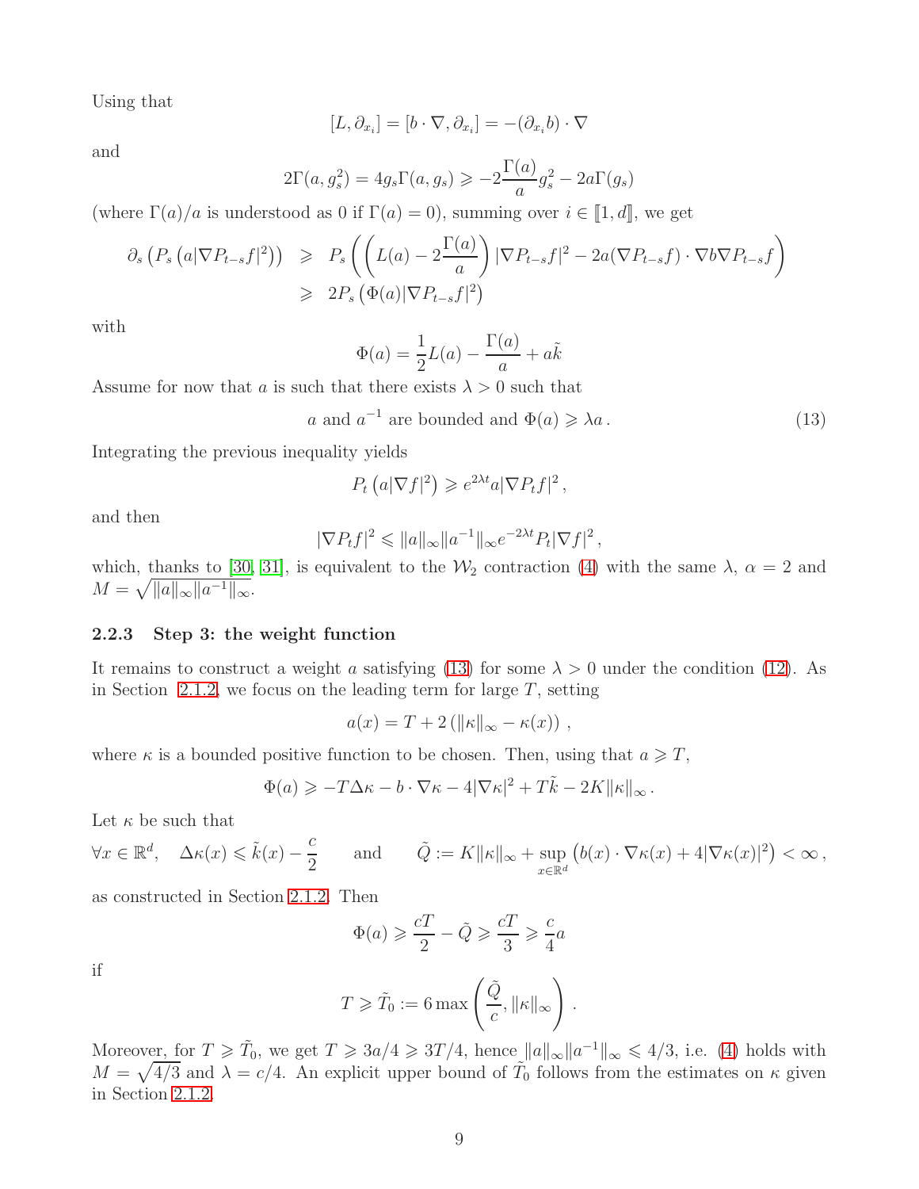Using that

$$[L, \partial_{x_i}] = [b \cdot \nabla, \partial_{x_i}] = -(\partial_{x_i} b) \cdot \nabla$$

and

$$2\Gamma(a, g_s^2) = 4 g_s \Gamma(a, g_s) \geqslant -2\frac{\Gamma(a)}{a} g_s^2 - 2a\Gamma(g_s)$$

(where $\Gamma(a)/a$ is understood as 0 if $\Gamma(a) = 0$), summing over $i \in [\![1, d]\!]$, we get

$$\begin{aligned} \partial_s \left( P_s \left( a |\nabla P_{t-s} f|^2 \right) \right) &\geqslant P_s \left( \left( L(a) - 2\frac{\Gamma(a)}{a} \right) |\nabla P_{t-s} f|^2 - 2a (\nabla P_{t-s} f) \cdot \nabla b \nabla P_{t-s} f \right) \\ &\geqslant 2 P_s \left( \Phi(a) |\nabla P_{t-s} f|^2 \right) \end{aligned}$$

with

$$\Phi(a) = \frac{1}{2} L(a) - \frac{\Gamma(a)}{a} + a\tilde{k}$$

Assume for now that $a$ is such that there exists $\lambda > 0$ such that

$$a \text{ and } a^{-1} \text{ are bounded and } \Phi(a) \geqslant \lambda a\,. \tag{13}$$

Integrating the previous inequality yields

$$P_t \left( a |\nabla f|^2 \right) \geqslant e^{2\lambda t} a |\nabla P_t f|^2\,,$$

and then

$$|\nabla P_t f|^2 \leqslant \|a\|_\infty \|a^{-1}\|_\infty e^{-2\lambda t} P_t |\nabla f|^2\,,$$

which, thanks to [30, 31], is equivalent to the $\mathcal{W}_2$ contraction (4) with the same $\lambda$, $\alpha = 2$ and $M = \sqrt{\|a\|_\infty \|a^{-1}\|_\infty}$.

### 2.2.3 Step 3: the weight function

It remains to construct a weight $a$ satisfying (13) for some $\lambda > 0$ under the condition (12). As in Section 2.1.2, we focus on the leading term for large $T$, setting

$$a(x) = T + 2\left( \|\kappa\|_\infty - \kappa(x) \right)\,,$$

where $\kappa$ is a bounded positive function to be chosen. Then, using that $a \geqslant T$,

$$\Phi(a) \geqslant -T\Delta\kappa - b \cdot \nabla\kappa - 4|\nabla\kappa|^2 + T\tilde{k} - 2K\|\kappa\|_\infty\,.$$

Let $\kappa$ be such that

$$\forall x \in \mathbb{R}^d, \quad \Delta\kappa(x) \leqslant \tilde{k}(x) - \frac{c}{2} \qquad \text{and} \qquad \tilde{Q} := K\|\kappa\|_\infty + \sup_{x \in \mathbb{R}^d} \left( b(x) \cdot \nabla\kappa(x) + 4|\nabla\kappa(x)|^2 \right) < \infty\,,$$

as constructed in Section 2.1.2. Then

$$\Phi(a) \geqslant \frac{cT}{2} - \tilde{Q} \geqslant \frac{cT}{3} \geqslant \frac{c}{4} a$$

if

$$T \geqslant \tilde{T}_0 := 6 \max\left( \frac{\tilde{Q}}{c}, \|\kappa\|_\infty \right)\,.$$

Moreover, for $T \geqslant \tilde{T}_0$, we get $T \geqslant 3a/4 \geqslant 3T/4$, hence $\|a\|_\infty \|a^{-1}\|_\infty \leqslant 4/3$, i.e. (4) holds with $M = \sqrt{4/3}$ and $\lambda = c/4$. An explicit upper bound of $\tilde{T}_0$ follows from the estimates on $\kappa$ given in Section 2.1.2.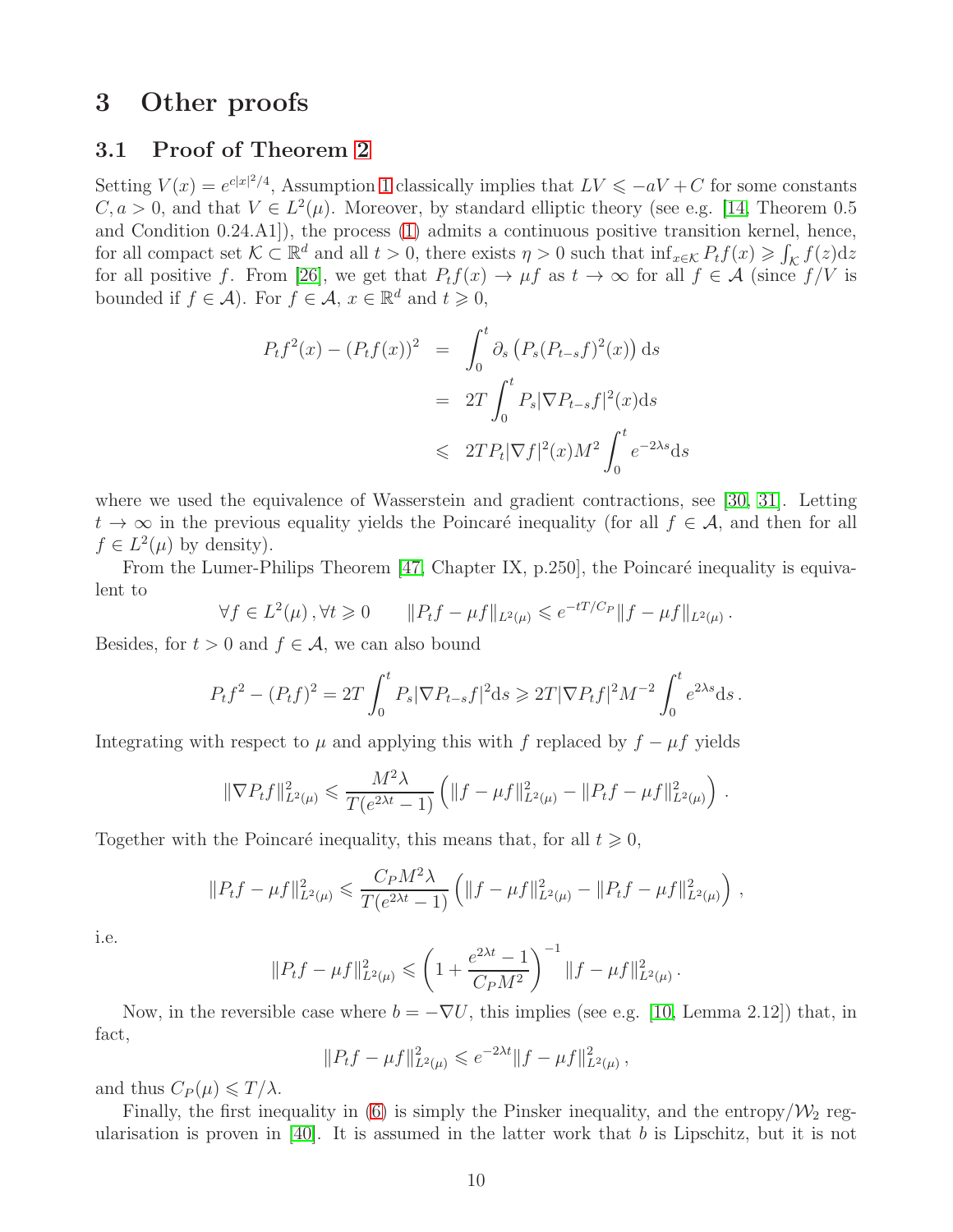# 3 Other proofs

## 3.1 Proof of Theorem 2

Setting $V(x) = e^{c|x|^2/4}$, Assumption 1 classically implies that $LV \leqslant -aV + C$ for some constants $C, a > 0$, and that $V \in L^2(\mu)$. Moreover, by standard elliptic theory (see e.g. [14, Theorem 0.5 and Condition 0.24.A1]), the process (1) admits a continuous positive transition kernel, hence, for all compact set $\mathcal{K} \subset \mathbb{R}^d$ and all $t > 0$, there exists $\eta > 0$ such that $\inf_{x\in\mathcal{K}} P_t f(x) \geqslant \int_{\mathcal{K}} f(z)\mathrm{d}z$ for all positive $f$. From [26], we get that $P_t f(x) \to \mu f$ as $t \to \infty$ for all $f \in \mathcal{A}$ (since $f/V$ is bounded if $f \in \mathcal{A}$). For $f \in \mathcal{A}$, $x \in \mathbb{R}^d$ and $t \geqslant 0$,

$$
\begin{aligned}
P_t f^2(x) - (P_t f(x))^2 &= \int_0^t \partial_s \left( P_s (P_{t-s} f)^2(x) \right) \mathrm{d}s \\
&= 2T \int_0^t P_s |\nabla P_{t-s} f|^2(x) \mathrm{d}s \\
&\leqslant 2T P_t |\nabla f|^2(x) M^2 \int_0^t e^{-2\lambda s} \mathrm{d}s
\end{aligned}
$$

where we used the equivalence of Wasserstein and gradient contractions, see [30, 31]. Letting $t \to \infty$ in the previous equality yields the Poincaré inequality (for all $f \in \mathcal{A}$, and then for all $f \in L^2(\mu)$ by density).

From the Lumer-Philips Theorem [47, Chapter IX, p.250], the Poincaré inequality is equivalent to

$$
\forall f \in L^2(\mu)\,, \forall t \geqslant 0 \qquad \|P_t f - \mu f\|_{L^2(\mu)} \leqslant e^{-tT/C_P} \|f - \mu f\|_{L^2(\mu)}\,.
$$

Besides, for $t > 0$ and $f \in \mathcal{A}$, we can also bound

$$
P_t f^2 - (P_t f)^2 = 2T \int_0^t P_s |\nabla P_{t-s} f|^2 \mathrm{d}s \geqslant 2T |\nabla P_t f|^2 M^{-2} \int_0^t e^{2\lambda s} \mathrm{d}s\,.
$$

Integrating with respect to $\mu$ and applying this with $f$ replaced by $f - \mu f$ yields

$$
\|\nabla P_t f\|^2_{L^2(\mu)} \leqslant \frac{M^2 \lambda}{T(e^{2\lambda t} - 1)} \left( \|f - \mu f\|^2_{L^2(\mu)} - \|P_t f - \mu f\|^2_{L^2(\mu)} \right)\,.
$$

Together with the Poincaré inequality, this means that, for all $t \geqslant 0$,

$$
\|P_t f - \mu f\|^2_{L^2(\mu)} \leqslant \frac{C_P M^2 \lambda}{T(e^{2\lambda t} - 1)} \left( \|f - \mu f\|^2_{L^2(\mu)} - \|P_t f - \mu f\|^2_{L^2(\mu)} \right)\,,
$$

i.e.

$$
\|P_t f - \mu f\|^2_{L^2(\mu)} \leqslant \left( 1 + \frac{e^{2\lambda t} - 1}{C_P M^2} \right)^{-1} \|f - \mu f\|^2_{L^2(\mu)}\,.
$$

Now, in the reversible case where $b = -\nabla U$, this implies (see e.g. [10, Lemma 2.12]) that, in fact,

$$
\|P_t f - \mu f\|^2_{L^2(\mu)} \leqslant e^{-2\lambda t} \|f - \mu f\|^2_{L^2(\mu)}\,,
$$

and thus $C_P(\mu) \leqslant T/\lambda$.

Finally, the first inequality in (6) is simply the Pinsker inequality, and the entropy/$\mathcal{W}_2$ regularisation is proven in [40]. It is assumed in the latter work that $b$ is Lipschitz, but it is not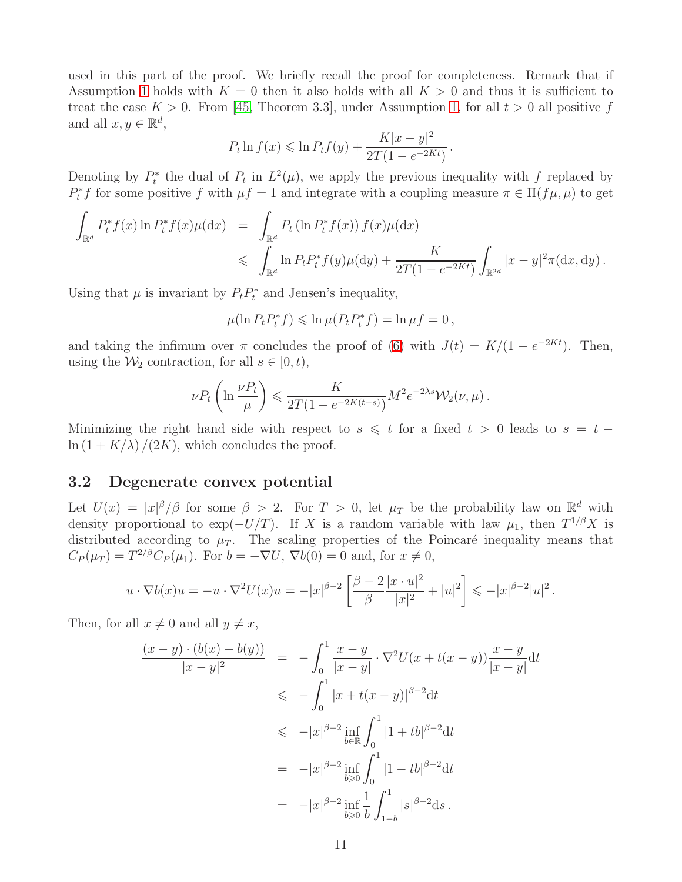used in this part of the proof. We briefly recall the proof for completeness. Remark that if Assumption 1 holds with $K = 0$ then it also holds with all $K > 0$ and thus it is sufficient to treat the case $K > 0$. From [45, Theorem 3.3], under Assumption 1, for all $t > 0$ all positive $f$ and all $x, y \in \mathbb{R}^d$,

$$P_t \ln f(x) \leqslant \ln P_t f(y) + \frac{K|x-y|^2}{2T(1-e^{-2Kt})}.$$

Denoting by $P_t^*$ the dual of $P_t$ in $L^2(\mu)$, we apply the previous inequality with $f$ replaced by $P_t^* f$ for some positive $f$ with $\mu f = 1$ and integrate with a coupling measure $\pi \in \Pi(f\mu, \mu)$ to get

$$\begin{aligned}
\int_{\mathbb{R}^d} P_t^* f(x) \ln P_t^* f(x) \mu(\mathrm{d}x) &= \int_{\mathbb{R}^d} P_t \left(\ln P_t^* f(x)\right) f(x) \mu(\mathrm{d}x) \\
&\leqslant \int_{\mathbb{R}^d} \ln P_t P_t^* f(y) \mu(\mathrm{d}y) + \frac{K}{2T(1-e^{-2Kt})} \int_{\mathbb{R}^{2d}} |x-y|^2 \pi(\mathrm{d}x, \mathrm{d}y).
\end{aligned}$$

Using that $\mu$ is invariant by $P_t P_t^*$ and Jensen's inequality,

$$\mu(\ln P_t P_t^* f) \leqslant \ln \mu(P_t P_t^* f) = \ln \mu f = 0,$$

and taking the infimum over $\pi$ concludes the proof of (6) with $J(t) = K/(1-e^{-2Kt})$. Then, using the $\mathcal{W}_2$ contraction, for all $s \in [0, t)$,

$$\nu P_t \left(\ln \frac{\nu P_t}{\mu}\right) \leqslant \frac{K}{2T(1-e^{-2K(t-s)})} M^2 e^{-2\lambda s} \mathcal{W}_2(\nu, \mu).$$

Minimizing the right hand side with respect to $s \leqslant t$ for a fixed $t > 0$ leads to $s = t - \ln(1 + K/\lambda)/(2K)$, which concludes the proof.

## 3.2 Degenerate convex potential

Let $U(x) = |x|^\beta/\beta$ for some $\beta > 2$. For $T > 0$, let $\mu_T$ be the probability law on $\mathbb{R}^d$ with density proportional to $\exp(-U/T)$. If $X$ is a random variable with law $\mu_1$, then $T^{1/\beta} X$ is distributed according to $\mu_T$. The scaling properties of the Poincaré inequality means that $C_P(\mu_T) = T^{2/\beta} C_P(\mu_1)$. For $b = -\nabla U$, $\nabla b(0) = 0$ and, for $x \neq 0$,

$$u \cdot \nabla b(x) u = -u \cdot \nabla^2 U(x) u = -|x|^{\beta-2} \left[\frac{\beta-2}{\beta} \frac{|x \cdot u|^2}{|x|^2} + |u|^2\right] \leqslant -|x|^{\beta-2}|u|^2.$$

Then, for all $x \neq 0$ and all $y \neq x$,

$$\begin{aligned}
\frac{(x-y)\cdot(b(x)-b(y))}{|x-y|^2} &= -\int_0^1 \frac{x-y}{|x-y|} \cdot \nabla^2 U(x + t(x-y)) \frac{x-y}{|x-y|} \mathrm{d}t \\
&\leqslant -\int_0^1 |x + t(x-y)|^{\beta-2} \mathrm{d}t \\
&\leqslant -|x|^{\beta-2} \inf_{b \in \mathbb{R}} \int_0^1 |1 + tb|^{\beta-2} \mathrm{d}t \\
&= -|x|^{\beta-2} \inf_{b \geqslant 0} \int_0^1 |1 - tb|^{\beta-2} \mathrm{d}t \\
&= -|x|^{\beta-2} \inf_{b \geqslant 0} \frac{1}{b} \int_{1-b}^1 |s|^{\beta-2} \mathrm{d}s.
\end{aligned}$$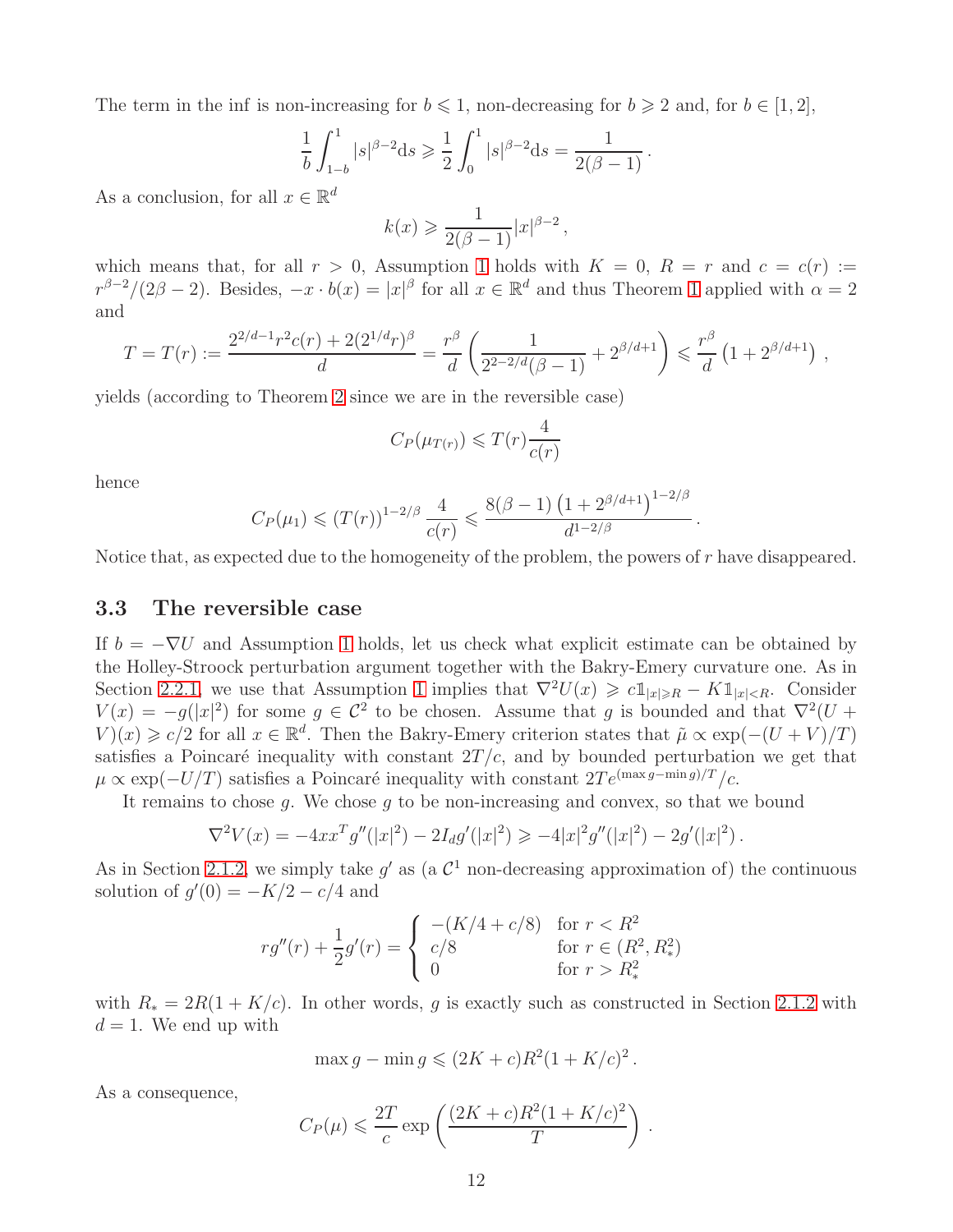The term in the inf is non-increasing for $b \leqslant 1$, non-decreasing for $b \geqslant 2$ and, for $b \in [1,2]$,

$$\frac{1}{b}\int_{1-b}^{1} |s|^{\beta-2}\mathrm{d}s \geqslant \frac{1}{2}\int_{0}^{1} |s|^{\beta-2}\mathrm{d}s = \frac{1}{2(\beta-1)}\,.$$

As a conclusion, for all $x \in \mathbb{R}^d$

$$k(x) \geqslant \frac{1}{2(\beta-1)}|x|^{\beta-2}\,,$$

which means that, for all $r > 0$, Assumption 1 holds with $K = 0$, $R = r$ and $c = c(r) := r^{\beta-2}/(2\beta-2)$. Besides, $-x \cdot b(x) = |x|^\beta$ for all $x \in \mathbb{R}^d$ and thus Theorem 1 applied with $\alpha = 2$ and

$$T = T(r) := \frac{2^{2/d-1}r^2 c(r) + 2(2^{1/d}r)^\beta}{d} = \frac{r^\beta}{d}\left(\frac{1}{2^{2-2/d}(\beta-1)} + 2^{\beta/d+1}\right) \leqslant \frac{r^\beta}{d}\left(1 + 2^{\beta/d+1}\right)\,,$$

yields (according to Theorem 2 since we are in the reversible case)

$$C_P(\mu_{T(r)}) \leqslant T(r)\frac{4}{c(r)}$$

hence

$$C_P(\mu_1) \leqslant (T(r))^{1-2/\beta}\,\frac{4}{c(r)} \leqslant \frac{8(\beta-1)\left(1+2^{\beta/d+1}\right)^{1-2/\beta}}{d^{1-2/\beta}}\,.$$

Notice that, as expected due to the homogeneity of the problem, the powers of $r$ have disappeared.

### 3.3 The reversible case

If $b = -\nabla U$ and Assumption 1 holds, let us check what explicit estimate can be obtained by the Holley-Stroock perturbation argument together with the Bakry-Emery curvature one. As in Section 2.2.1, we use that Assumption 1 implies that $\nabla^2 U(x) \geqslant c\mathbb{1}_{|x|\geqslant R} - K\mathbb{1}_{|x|<R}$. Consider $V(x) = -g(|x|^2)$ for some $g \in \mathcal{C}^2$ to be chosen. Assume that $g$ is bounded and that $\nabla^2(U + V)(x) \geqslant c/2$ for all $x \in \mathbb{R}^d$. Then the Bakry-Emery criterion states that $\tilde{\mu} \propto \exp(-(U+V)/T)$ satisfies a Poincaré inequality with constant $2T/c$, and by bounded perturbation we get that $\mu \propto \exp(-U/T)$ satisfies a Poincaré inequality with constant $2Te^{(\max g - \min g)/T}/c$.

It remains to chose $g$. We chose $g$ to be non-increasing and convex, so that we bound

$$\nabla^2 V(x) = -4xx^T g''(|x|^2) - 2I_d g'(|x|^2) \geqslant -4|x|^2 g''(|x|^2) - 2g'(|x|^2)\,.$$

As in Section 2.1.2, we simply take $g'$ as (a $\mathcal{C}^1$ non-decreasing approximation of) the continuous solution of $g'(0) = -K/2 - c/4$ and

$$rg''(r) + \frac{1}{2}g'(r) = \begin{cases} -(K/4 + c/8) & \text{for } r < R^2 \\ c/8 & \text{for } r \in (R^2, R_*^2) \\ 0 & \text{for } r > R_*^2 \end{cases}$$

with $R_* = 2R(1 + K/c)$. In other words, $g$ is exactly such as constructed in Section 2.1.2 with $d = 1$. We end up with

$$\max g - \min g \leqslant (2K + c)R^2(1 + K/c)^2\,.$$

As a consequence,

$$C_P(\mu) \leqslant \frac{2T}{c}\exp\left(\frac{(2K+c)R^2(1+K/c)^2}{T}\right)\,.$$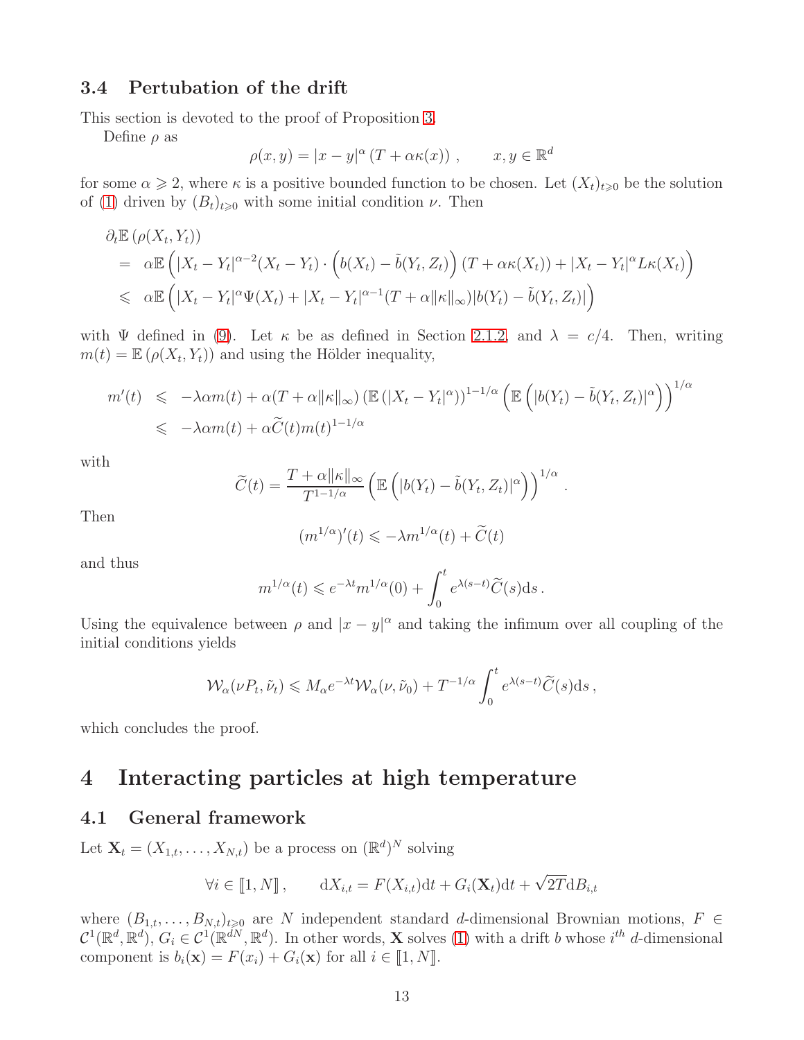### 3.4 Pertubation of the drift

This section is devoted to the proof of Proposition 3.

Define $\rho$ as

$$\rho(x,y) = |x-y|^\alpha \left(T + \alpha\kappa(x)\right) , \qquad x,y\in\mathbb{R}^d$$

for some $\alpha \geqslant 2$, where $\kappa$ is a positive bounded function to be chosen. Let $(X_t)_{t\geqslant 0}$ be the solution of (1) driven by $(B_t)_{t\geqslant 0}$ with some initial condition $\nu$. Then

$$\begin{aligned}
&\partial_t \mathbb{E}\left(\rho(X_t,Y_t)\right)\\
&= \alpha\mathbb{E}\left(|X_t-Y_t|^{\alpha-2}(X_t-Y_t)\cdot\left(b(X_t)-\tilde{b}(Y_t,Z_t)\right)(T+\alpha\kappa(X_t)) + |X_t-Y_t|^\alpha L\kappa(X_t)\right)\\
&\leqslant \alpha\mathbb{E}\left(|X_t-Y_t|^\alpha\Psi(X_t) + |X_t-Y_t|^{\alpha-1}(T+\alpha\|\kappa\|_\infty)|b(Y_t)-\tilde{b}(Y_t,Z_t)|\right)
\end{aligned}$$

with $\Psi$ defined in (9). Let $\kappa$ be as defined in Section 2.1.2, and $\lambda = c/4$. Then, writing $m(t) = \mathbb{E}\left(\rho(X_t,Y_t)\right)$ and using the Hölder inequality,

$$\begin{aligned}
m'(t) &\leqslant -\lambda\alpha m(t) + \alpha(T+\alpha\|\kappa\|_\infty)\left(\mathbb{E}\left(|X_t-Y_t|^\alpha\right)\right)^{1-1/\alpha}\left(\mathbb{E}\left(|b(Y_t)-\tilde{b}(Y_t,Z_t)|^\alpha\right)\right)^{1/\alpha}\\
&\leqslant -\lambda\alpha m(t) + \alpha\widetilde{C}(t)m(t)^{1-1/\alpha}
\end{aligned}$$

with

$$\widetilde{C}(t) = \frac{T+\alpha\|\kappa\|_\infty}{T^{1-1/\alpha}}\left(\mathbb{E}\left(|b(Y_t)-\tilde{b}(Y_t,Z_t)|^\alpha\right)\right)^{1/\alpha}.$$

Then

$$(m^{1/\alpha})'(t) \leqslant -\lambda m^{1/\alpha}(t) + \widetilde{C}(t)$$

and thus

$$m^{1/\alpha}(t) \leqslant e^{-\lambda t}m^{1/\alpha}(0) + \int_0^t e^{\lambda(s-t)}\widetilde{C}(s)\mathrm{d}s\,.$$

Using the equivalence between $\rho$ and $|x-y|^\alpha$ and taking the infimum over all coupling of the initial conditions yields

$$\mathcal{W}_\alpha(\nu P_t,\tilde{\nu}_t) \leqslant M_\alpha e^{-\lambda t}\mathcal{W}_\alpha(\nu,\tilde{\nu}_0) + T^{-1/\alpha}\int_0^t e^{\lambda(s-t)}\widetilde{C}(s)\mathrm{d}s\,,$$

which concludes the proof.

## 4 Interacting particles at high temperature

### 4.1 General framework

Let $\mathbf{X}_t = (X_{1,t},\ldots,X_{N,t})$ be a process on $(\mathbb{R}^d)^N$ solving

$$\forall i\in[\![1,N]\!]\,,\qquad \mathrm{d}X_{i,t} = F(X_{i,t})\mathrm{d}t + G_i(\mathbf{X}_t)\mathrm{d}t + \sqrt{2T}\mathrm{d}B_{i,t}$$

where $(B_{1,t},\ldots,B_{N,t})_{t\geqslant 0}$ are $N$ independent standard $d$-dimensional Brownian motions, $F\in\mathcal{C}^1(\mathbb{R}^d,\mathbb{R}^d)$, $G_i\in\mathcal{C}^1(\mathbb{R}^{dN},\mathbb{R}^d)$. In other words, $\mathbf{X}$ solves (1) with a drift $b$ whose $i^{th}$ $d$-dimensional component is $b_i(\mathbf{x}) = F(x_i) + G_i(\mathbf{x})$ for all $i\in[\![1,N]\!]$.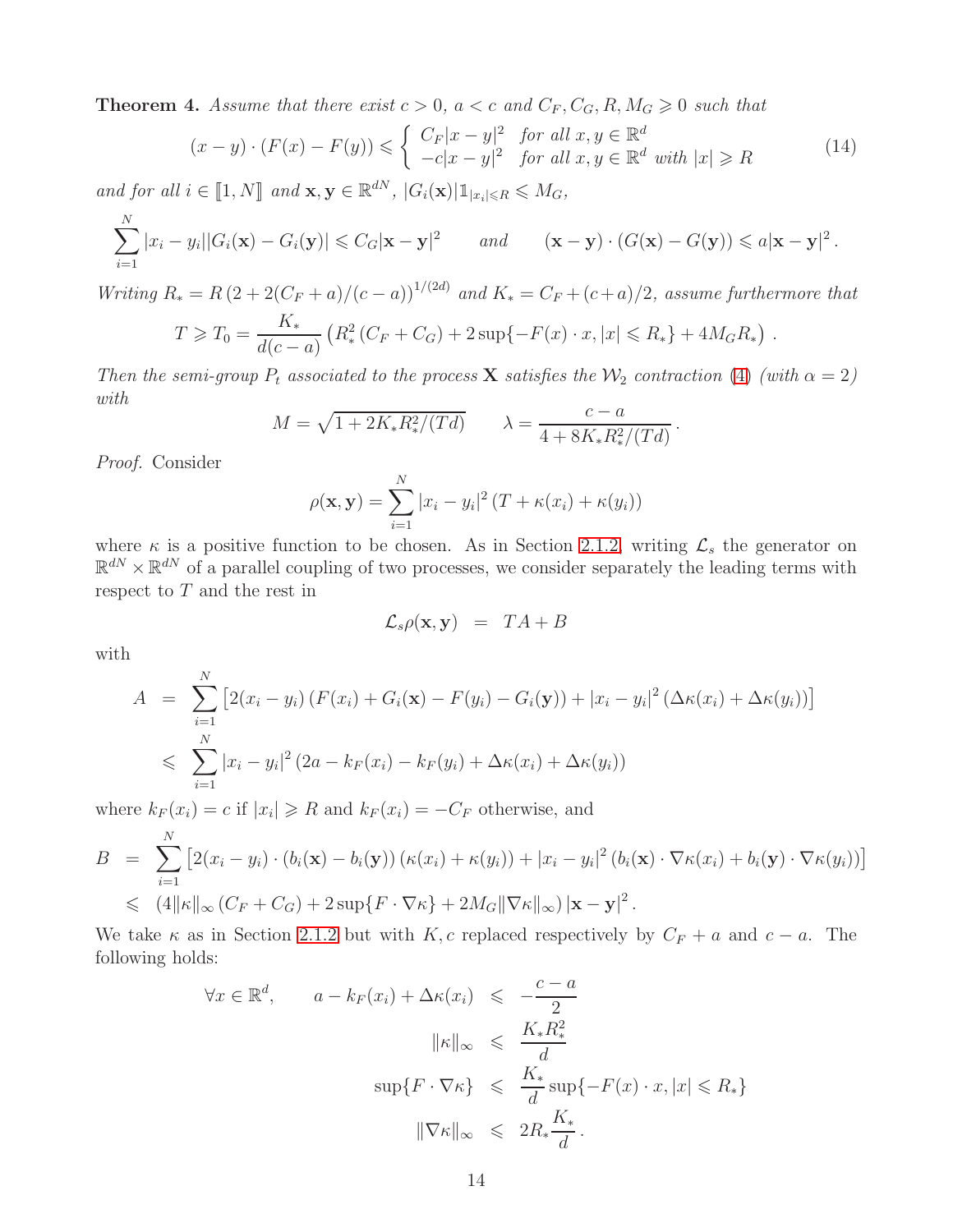**Theorem 4.** *Assume that there exist $c > 0$, $a < c$ and $C_F, C_G, R, M_G \geqslant 0$ such that*

$$
(x-y)\cdot(F(x)-F(y)) \leqslant \left\{ \begin{array}{ll} C_F|x-y|^2 & \text{for all } x,y\in\mathbb{R}^d \\ -c|x-y|^2 & \text{for all } x,y\in\mathbb{R}^d \text{ with } |x|\geqslant R \end{array} \right. \tag{14}
$$

*and for all $i \in [\![1,N]\!]$ and $\mathbf{x},\mathbf{y}\in\mathbb{R}^{dN}$, $|G_i(\mathbf{x})|\mathbb{1}_{|x_i|\leqslant R} \leqslant M_G$,*

$$
\sum_{i=1}^N |x_i-y_i||G_i(\mathbf{x})-G_i(\mathbf{y})| \leqslant C_G|\mathbf{x}-\mathbf{y}|^2 \qquad \text{and} \qquad (\mathbf{x}-\mathbf{y})\cdot(G(\mathbf{x})-G(\mathbf{y})) \leqslant a|\mathbf{x}-\mathbf{y}|^2\,.
$$

*Writing $R_* = R\left(2+2(C_F+a)/(c-a)\right)^{1/(2d)}$ and $K_* = C_F+(c+a)/2$, assume furthermore that*

$$
T \geqslant T_0 = \frac{K_*}{d(c-a)}\left(R_*^2\left(C_F+C_G\right) + 2\sup\{-F(x)\cdot x, |x|\leqslant R_*\} + 4M_G R_*\right)\,.
$$

*Then the semi-group $P_t$ associated to the process $\mathbf{X}$ satisfies the $\mathcal{W}_2$ contraction (4) (with $\alpha = 2$) with*

$$
M = \sqrt{1+2K_*R_*^2/(Td)} \qquad \lambda = \frac{c-a}{4+8K_*R_*^2/(Td)}\,.
$$

*Proof.* Consider

$$
\rho(\mathbf{x},\mathbf{y}) = \sum_{i=1}^N |x_i-y_i|^2\left(T+\kappa(x_i)+\kappa(y_i)\right)
$$

where $\kappa$ is a positive function to be chosen. As in Section 2.1.2, writing $\mathcal{L}_s$ the generator on $\mathbb{R}^{dN}\times\mathbb{R}^{dN}$ of a parallel coupling of two processes, we consider separately the leading terms with respect to $T$ and the rest in

$$
\mathcal{L}_s\rho(\mathbf{x},\mathbf{y}) \;=\; TA+B
$$

with

$$
\begin{aligned}
A \;&=\; \sum_{i=1}^N\left[2(x_i-y_i)\left(F(x_i)+G_i(\mathbf{x})-F(y_i)-G_i(\mathbf{y})\right)+|x_i-y_i|^2\left(\Delta\kappa(x_i)+\Delta\kappa(y_i)\right)\right]\\
&\leqslant\; \sum_{i=1}^N |x_i-y_i|^2\left(2a-k_F(x_i)-k_F(y_i)+\Delta\kappa(x_i)+\Delta\kappa(y_i)\right)
\end{aligned}
$$

where $k_F(x_i) = c$ if $|x_i|\geqslant R$ and $k_F(x_i) = -C_F$ otherwise, and

$$
\begin{aligned}
B \;&=\; \sum_{i=1}^N\left[2(x_i-y_i)\cdot(b_i(\mathbf{x})-b_i(\mathbf{y}))\left(\kappa(x_i)+\kappa(y_i)\right)+|x_i-y_i|^2\left(b_i(\mathbf{x})\cdot\nabla\kappa(x_i)+b_i(\mathbf{y})\cdot\nabla\kappa(y_i)\right)\right]\\
&\leqslant\; \left(4\|\kappa\|_\infty\left(C_F+C_G\right)+2\sup\{F\cdot\nabla\kappa\}+2M_G\|\nabla\kappa\|_\infty\right)|\mathbf{x}-\mathbf{y}|^2\,.
\end{aligned}
$$

We take $\kappa$ as in Section 2.1.2 but with $K, c$ replaced respectively by $C_F+a$ and $c-a$. The following holds:

$$
\begin{aligned}
\forall x\in\mathbb{R}^d,\qquad a-k_F(x_i)+\Delta\kappa(x_i) \;&\leqslant\; -\frac{c-a}{2}\\
\|\kappa\|_\infty \;&\leqslant\; \frac{K_*R_*^2}{d}\\
\sup\{F\cdot\nabla\kappa\} \;&\leqslant\; \frac{K_*}{d}\sup\{-F(x)\cdot x, |x|\leqslant R_*\}\\
\|\nabla\kappa\|_\infty \;&\leqslant\; 2R_*\frac{K_*}{d}\,.
\end{aligned}
$$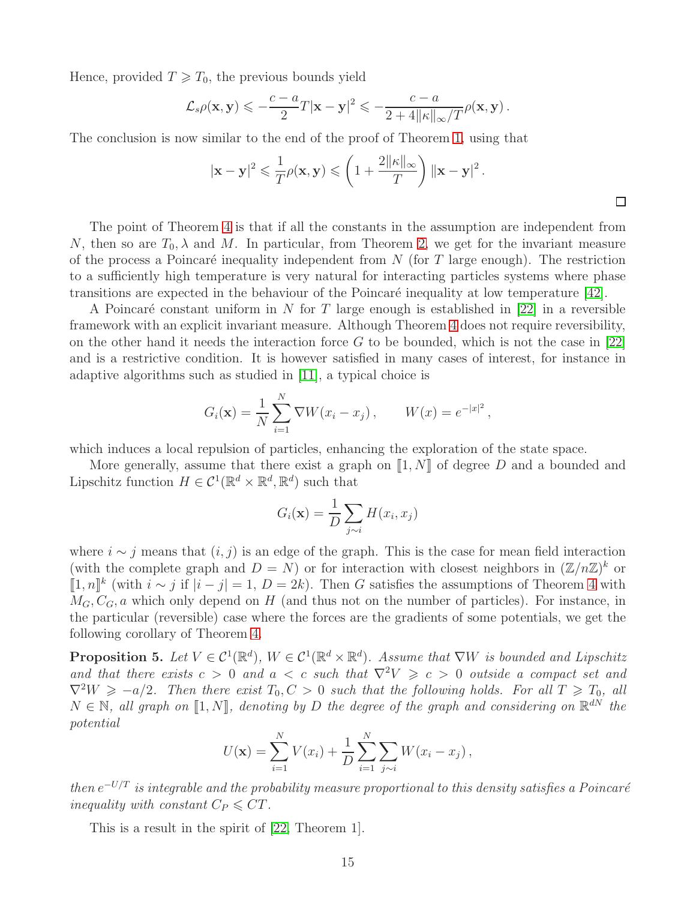Hence, provided $T \geqslant T_0$, the previous bounds yield

$$\mathcal{L}_s \rho(\mathbf{x}, \mathbf{y}) \leqslant -\frac{c-a}{2} T |\mathbf{x} - \mathbf{y}|^2 \leqslant -\frac{c-a}{2 + 4\|\kappa\|_\infty / T} \rho(\mathbf{x}, \mathbf{y}) .$$

The conclusion is now similar to the end of the proof of Theorem 1, using that

$$|\mathbf{x} - \mathbf{y}|^2 \leqslant \frac{1}{T} \rho(\mathbf{x}, \mathbf{y}) \leqslant \left(1 + \frac{2\|\kappa\|_\infty}{T}\right) \|\mathbf{x} - \mathbf{y}\|^2 .$$

□

The point of Theorem 4 is that if all the constants in the assumption are independent from $N$, then so are $T_0, \lambda$ and $M$. In particular, from Theorem 2, we get for the invariant measure of the process a Poincaré inequality independent from $N$ (for $T$ large enough). The restriction to a sufficiently high temperature is very natural for interacting particles systems where phase transitions are expected in the behaviour of the Poincaré inequality at low temperature [42].

A Poincaré constant uniform in $N$ for $T$ large enough is established in [22] in a reversible framework with an explicit invariant measure. Although Theorem 4 does not require reversibility, on the other hand it needs the interaction force $G$ to be bounded, which is not the case in [22] and is a restrictive condition. It is however satisfied in many cases of interest, for instance in adaptive algorithms such as studied in [11], a typical choice is

$$G_i(\mathbf{x}) = \frac{1}{N} \sum_{i=1}^{N} \nabla W(x_i - x_j) , \qquad W(x) = e^{-|x|^2} ,$$

which induces a local repulsion of particles, enhancing the exploration of the state space.

More generally, assume that there exist a graph on $[\![1, N]\!]$ of degree $D$ and a bounded and Lipschitz function $H \in \mathcal{C}^1(\mathbb{R}^d \times \mathbb{R}^d, \mathbb{R}^d)$ such that

$$G_i(\mathbf{x}) = \frac{1}{D} \sum_{j \sim i} H(x_i, x_j)$$

where $i \sim j$ means that $(i, j)$ is an edge of the graph. This is the case for mean field interaction (with the complete graph and $D = N$) or for interaction with closest neighbors in $(\mathbb{Z}/n\mathbb{Z})^k$ or $[\![1, n]\!]^k$ (with $i \sim j$ if $|i - j| = 1$, $D = 2k$). Then $G$ satisfies the assumptions of Theorem 4 with $M_G, C_G, a$ which only depend on $H$ (and thus not on the number of particles). For instance, in the particular (reversible) case where the forces are the gradients of some potentials, we get the following corollary of Theorem 4.

**Proposition 5.** *Let $V \in \mathcal{C}^1(\mathbb{R}^d)$, $W \in \mathcal{C}^1(\mathbb{R}^d \times \mathbb{R}^d)$. Assume that $\nabla W$ is bounded and Lipschitz and that there exists $c > 0$ and $a < c$ such that $\nabla^2 V \geqslant c > 0$ outside a compact set and $\nabla^2 W \geqslant -a/2$. Then there exist $T_0, C > 0$ such that the following holds. For all $T \geqslant T_0$, all $N \in \mathbb{N}$, all graph on $[\![1, N]\!]$, denoting by $D$ the degree of the graph and considering on $\mathbb{R}^{dN}$ the potential*

$$U(\mathbf{x}) = \sum_{i=1}^{N} V(x_i) + \frac{1}{D} \sum_{i=1}^{N} \sum_{j \sim i} W(x_i - x_j) ,$$

*then $e^{-U/T}$ is integrable and the probability measure proportional to this density satisfies a Poincaré inequality with constant $C_P \leqslant CT$.*

This is a result in the spirit of [22, Theorem 1].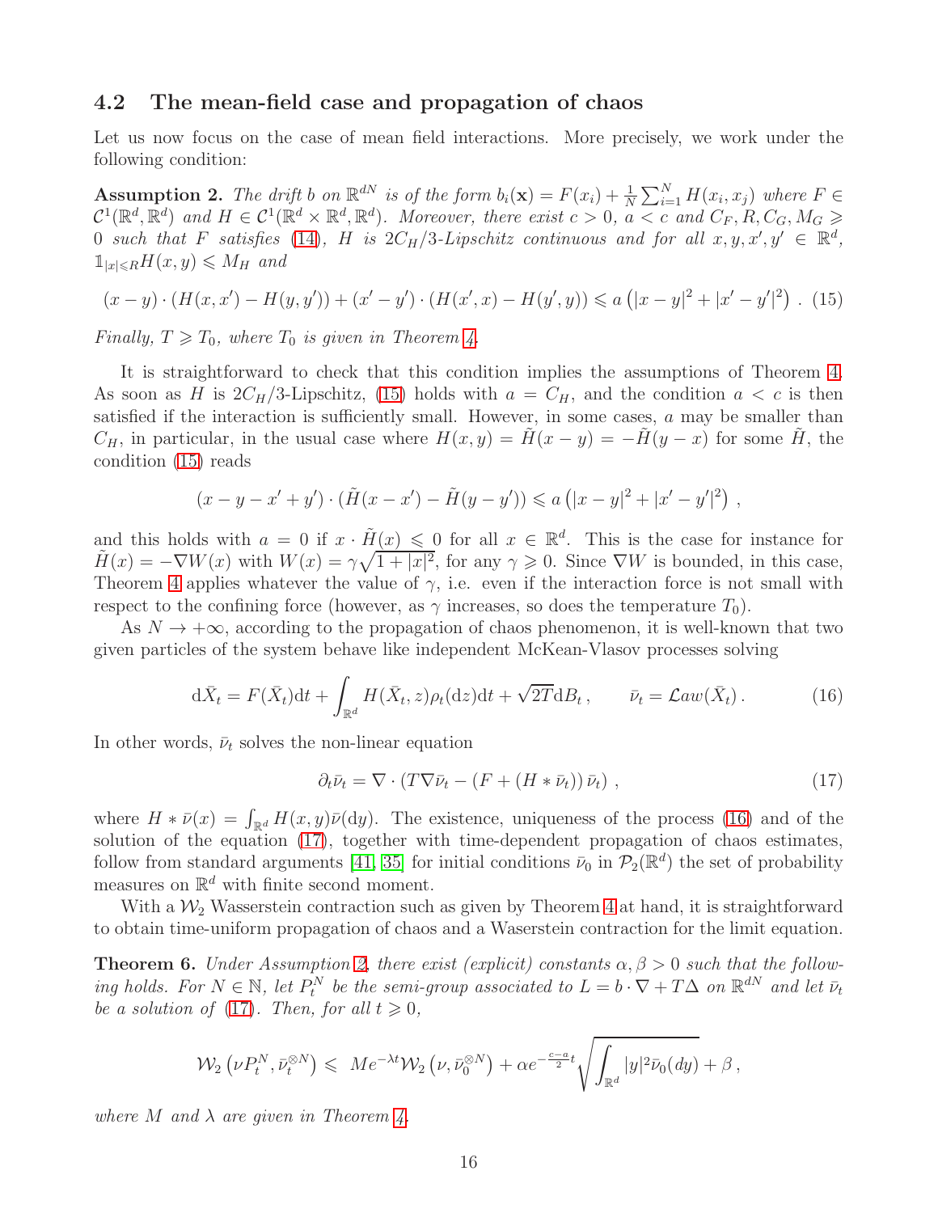## 4.2 The mean-field case and propagation of chaos

Let us now focus on the case of mean field interactions. More precisely, we work under the following condition:

**Assumption 2.** *The drift $b$ on $\mathbb{R}^{dN}$ is of the form $b_i(\mathbf{x}) = F(x_i) + \frac{1}{N}\sum_{i=1}^N H(x_i, x_j)$ where $F \in \mathcal{C}^1(\mathbb{R}^d, \mathbb{R}^d)$ and $H \in \mathcal{C}^1(\mathbb{R}^d \times \mathbb{R}^d, \mathbb{R}^d)$. Moreover, there exist $c > 0$, $a < c$ and $C_F, R, C_G, M_G \geqslant 0$ such that $F$ satisfies (14), $H$ is $2C_H/3$-Lipschitz continuous and for all $x, y, x', y' \in \mathbb{R}^d$, $\mathbb{1}_{|x|\leqslant R} H(x,y) \leqslant M_H$ and*

$$(x-y)\cdot(H(x,x') - H(y,y')) + (x'-y')\cdot(H(x',x) - H(y',y)) \leqslant a\left(|x-y|^2 + |x'-y'|^2\right). \quad (15)$$

*Finally, $T \geqslant T_0$, where $T_0$ is given in Theorem 4.*

It is straightforward to check that this condition implies the assumptions of Theorem 4. As soon as $H$ is $2C_H/3$-Lipschitz, (15) holds with $a = C_H$, and the condition $a < c$ is then satisfied if the interaction is sufficiently small. However, in some cases, $a$ may be smaller than $C_H$, in particular, in the usual case where $H(x,y) = \tilde{H}(x-y) = -\tilde{H}(y-x)$ for some $\tilde{H}$, the condition (15) reads

$$(x-y-x'+y')\cdot(\tilde{H}(x-x') - \tilde{H}(y-y')) \leqslant a\left(|x-y|^2 + |x'-y'|^2\right),$$

and this holds with $a = 0$ if $x \cdot \tilde{H}(x) \leqslant 0$ for all $x \in \mathbb{R}^d$. This is the case for instance for $\tilde{H}(x) = -\nabla W(x)$ with $W(x) = \gamma\sqrt{1+|x|^2}$, for any $\gamma \geqslant 0$. Since $\nabla W$ is bounded, in this case, Theorem 4 applies whatever the value of $\gamma$, i.e. even if the interaction force is not small with respect to the confining force (however, as $\gamma$ increases, so does the temperature $T_0$).

As $N \to +\infty$, according to the propagation of chaos phenomenon, it is well-known that two given particles of the system behave like independent McKean-Vlasov processes solving

$$\mathrm{d}\bar{X}_t = F(\bar{X}_t)\mathrm{d}t + \int_{\mathbb{R}^d} H(\bar{X}_t, z)\rho_t(\mathrm{d}z)\mathrm{d}t + \sqrt{2T}\mathrm{d}B_t, \qquad \bar{\nu}_t = \mathcal{L}aw(\bar{X}_t). \quad (16)$$

In other words, $\bar{\nu}_t$ solves the non-linear equation

$$\partial_t \bar{\nu}_t = \nabla\cdot\left(T\nabla\bar{\nu}_t - \left(F + (H * \bar{\nu}_t)\right)\bar{\nu}_t\right), \quad (17)$$

where $H * \bar{\nu}(x) = \int_{\mathbb{R}^d} H(x,y)\bar{\nu}(\mathrm{d}y)$. The existence, uniqueness of the process (16) and of the solution of the equation (17), together with time-dependent propagation of chaos estimates, follow from standard arguments [41, 35] for initial conditions $\bar{\nu}_0$ in $\mathcal{P}_2(\mathbb{R}^d)$ the set of probability measures on $\mathbb{R}^d$ with finite second moment.

With a $\mathcal{W}_2$ Wasserstein contraction such as given by Theorem 4 at hand, it is straightforward to obtain time-uniform propagation of chaos and a Waserstein contraction for the limit equation.

**Theorem 6.** *Under Assumption 2, there exist (explicit) constants $\alpha, \beta > 0$ such that the following holds. For $N \in \mathbb{N}$, let $P_t^N$ be the semi-group associated to $L = b\cdot\nabla + T\Delta$ on $\mathbb{R}^{dN}$ and let $\bar{\nu}_t$ be a solution of (17). Then, for all $t \geqslant 0$,*

$$\mathcal{W}_2\left(\nu P_t^N, \bar{\nu}_t^{\otimes N}\right) \leqslant\ Me^{-\lambda t}\mathcal{W}_2\left(\nu, \bar{\nu}_0^{\otimes N}\right) + \alpha e^{-\frac{c-a}{2}t}\sqrt{\int_{\mathbb{R}^d}|y|^2\bar{\nu}_0(dy)} + \beta\,,$$

*where $M$ and $\lambda$ are given in Theorem 4.*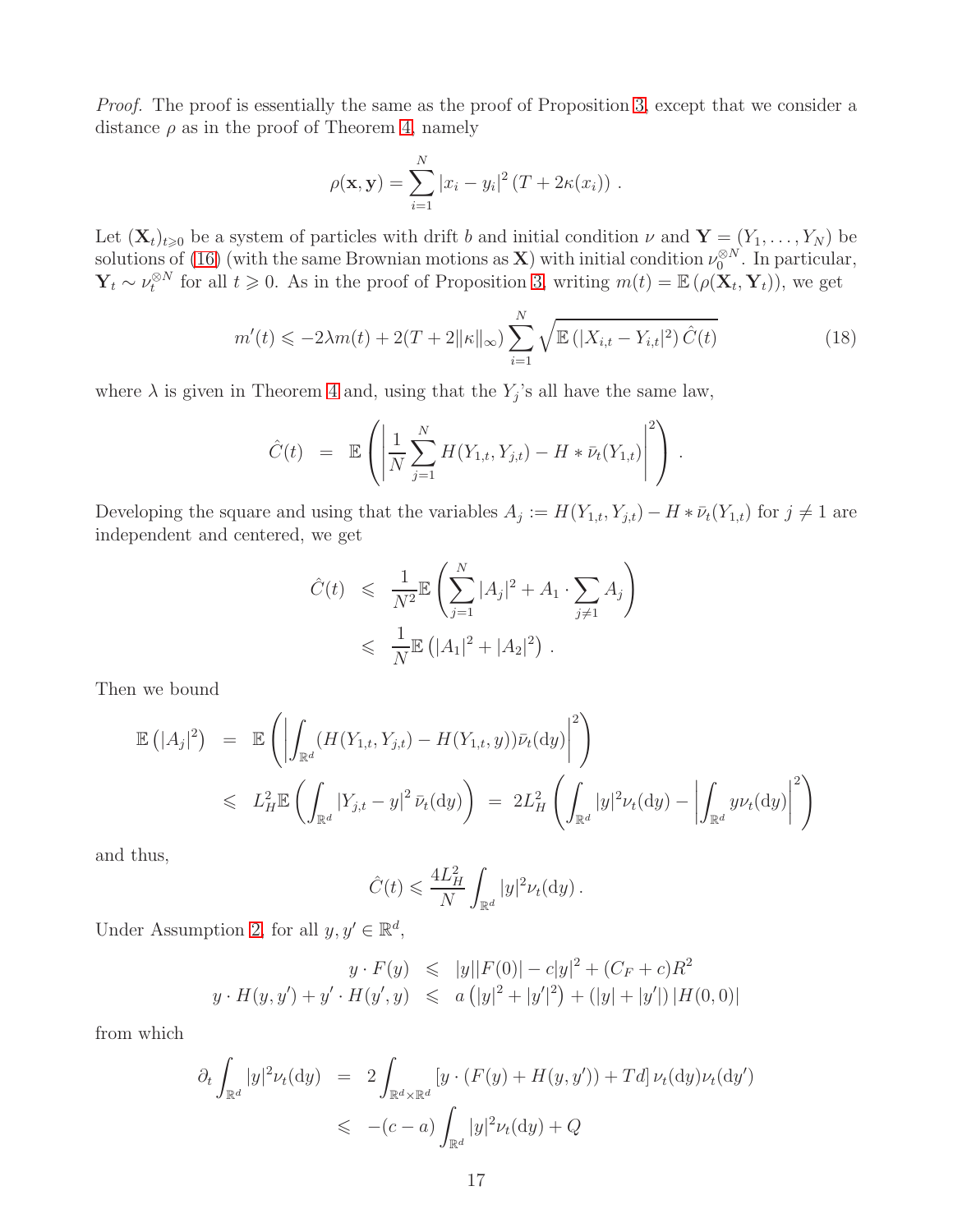*Proof.* The proof is essentially the same as the proof of Proposition 3, except that we consider a distance $\rho$ as in the proof of Theorem 4, namely

$$\rho(\mathbf{x},\mathbf{y}) = \sum_{i=1}^N |x_i - y_i|^2 \left(T + 2\kappa(x_i)\right) .$$

Let $(\mathbf{X}_t)_{t\geqslant 0}$ be a system of particles with drift $b$ and initial condition $\nu$ and $\mathbf{Y} = (Y_1,\dots,Y_N)$ be solutions of (16) (with the same Brownian motions as $\mathbf{X}$) with initial condition $\nu_0^{\otimes N}$. In particular, $\mathbf{Y}_t \sim \nu_t^{\otimes N}$ for all $t\geqslant 0$. As in the proof of Proposition 3, writing $m(t) = \mathbb{E}\left(\rho(\mathbf{X}_t,\mathbf{Y}_t)\right)$, we get

$$m'(t) \leqslant -2\lambda m(t) + 2(T+2\|\kappa\|_\infty) \sum_{i=1}^N \sqrt{\mathbb{E}\left(|X_{i,t}-Y_{i,t}|^2\right)\hat C(t)} \tag{18}$$

where $\lambda$ is given in Theorem 4 and, using that the $Y_j$'s all have the same law,

$$\hat C(t) \;=\; \mathbb{E}\left( \left| \frac1N \sum_{j=1}^N H(Y_{1,t},Y_{j,t}) - H*\bar\nu_t(Y_{1,t})\right|^2\right) .$$

Developing the square and using that the variables $A_j := H(Y_{1,t},Y_{j,t}) - H*\bar\nu_t(Y_{1,t})$ for $j\neq 1$ are independent and centered, we get

$$\begin{aligned}
\hat C(t) &\leqslant \frac{1}{N^2}\mathbb{E}\left(\sum_{j=1}^N |A_j|^2 + A_1\cdot\sum_{j\neq 1} A_j\right)\\
&\leqslant \frac1N \mathbb{E}\left(|A_1|^2 + |A_2|^2\right) .
\end{aligned}$$

Then we bound

$$\begin{aligned}
\mathbb{E}\left(|A_j|^2\right) &= \mathbb{E}\left( \left|\int_{\mathbb{R}^d} (H(Y_{1,t},Y_{j,t}) - H(Y_{1,t},y))\bar\nu_t(\mathrm{d}y)\right|^2\right)\\
&\leqslant L_H^2 \mathbb{E}\left(\int_{\mathbb{R}^d} |Y_{j,t}-y|^2\bar\nu_t(\mathrm{d}y)\right) \;=\; 2L_H^2\left(\int_{\mathbb{R}^d}|y|^2\nu_t(\mathrm{d}y) - \left|\int_{\mathbb{R}^d} y\nu_t(\mathrm{d}y)\right|^2\right)
\end{aligned}$$

and thus,

$$\hat C(t) \leqslant \frac{4L_H^2}{N}\int_{\mathbb{R}^d}|y|^2\nu_t(\mathrm{d}y) .$$

Under Assumption 2, for all $y,y'\in\mathbb{R}^d$,

$$\begin{aligned}
y\cdot F(y) &\leqslant |y||F(0)| - c|y|^2 + (C_F + c)R^2\\
y\cdot H(y,y') + y'\cdot H(y',y) &\leqslant a\left(|y|^2 + |y'|^2\right) + (|y|+|y'|)\,|H(0,0)|
\end{aligned}$$

from which

$$\begin{aligned}
\partial_t \int_{\mathbb{R}^d}|y|^2\nu_t(\mathrm{d}y) &= 2\int_{\mathbb{R}^d\times\mathbb{R}^d}\left[y\cdot(F(y)+H(y,y')) + Td\right]\nu_t(\mathrm{d}y)\nu_t(\mathrm{d}y')\\
&\leqslant -(c-a)\int_{\mathbb{R}^d}|y|^2\nu_t(\mathrm{d}y) + Q
\end{aligned}$$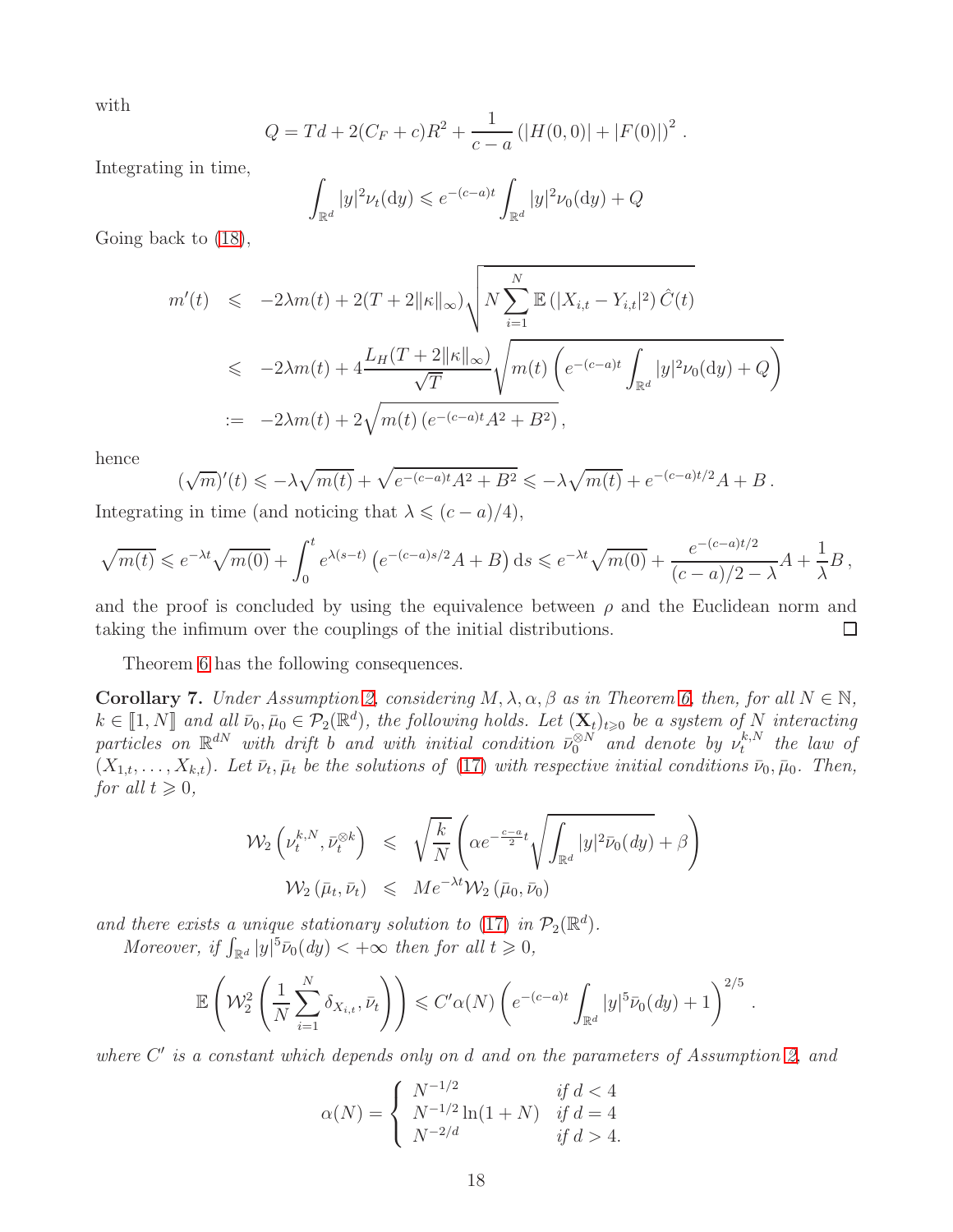with

$$Q = Td + 2(C_F + c)R^2 + \frac{1}{c-a}\left(|H(0,0)| + |F(0)|\right)^2 .$$

Integrating in time,

$$\int_{\mathbb{R}^d} |y|^2 \nu_t(\mathrm{d}y) \leqslant e^{-(c-a)t} \int_{\mathbb{R}^d} |y|^2 \nu_0(\mathrm{d}y) + Q$$

Going back to (18),

$$\begin{aligned}
m'(t) &\leqslant -2\lambda m(t) + 2(T + 2\|\kappa\|_\infty) \sqrt{N \sum_{i=1}^N \mathbb{E}\left(|X_{i,t} - Y_{i,t}|^2\right) \hat{C}(t)} \\
&\leqslant -2\lambda m(t) + 4 \frac{L_H (T + 2\|\kappa\|_\infty)}{\sqrt{T}} \sqrt{m(t) \left( e^{-(c-a)t} \int_{\mathbb{R}^d} |y|^2 \nu_0(\mathrm{d}y) + Q \right)} \\
&:= -2\lambda m(t) + 2\sqrt{m(t) \left(e^{-(c-a)t} A^2 + B^2\right)} ,
\end{aligned}$$

hence

$$(\sqrt{m})'(t) \leqslant -\lambda \sqrt{m(t)} + \sqrt{e^{-(c-a)t} A^2 + B^2} \leqslant -\lambda \sqrt{m(t)} + e^{-(c-a)t/2} A + B .$$

Integrating in time (and noticing that $\lambda \leqslant (c-a)/4$),

$$\sqrt{m(t)} \leqslant e^{-\lambda t} \sqrt{m(0)} + \int_0^t e^{\lambda(s-t)} \left( e^{-(c-a)s/2} A + B \right) \mathrm{d}s \leqslant e^{-\lambda t} \sqrt{m(0)} + \frac{e^{-(c-a)t/2}}{(c-a)/2 - \lambda} A + \frac{1}{\lambda} B ,$$

and the proof is concluded by using the equivalence between $\rho$ and the Euclidean norm and taking the infimum over the couplings of the initial distributions. $\square$

Theorem 6 has the following consequences.

**Corollary 7.** *Under Assumption 2, considering $M, \lambda, \alpha, \beta$ as in Theorem 6, then, for all $N \in \mathbb{N}$, $k \in [\![1, N]\!]$ and all $\bar{\nu}_0, \bar{\mu}_0 \in \mathcal{P}_2(\mathbb{R}^d)$, the following holds. Let $(\mathbf{X}_t)_{t \geqslant 0}$ be a system of $N$ interacting particles on $\mathbb{R}^{dN}$ with drift $b$ and with initial condition $\bar{\nu}_0^{\otimes N}$ and denote by $\nu_t^{k,N}$ the law of $(X_{1,t}, \ldots, X_{k,t})$. Let $\bar{\nu}_t, \bar{\mu}_t$ be the solutions of (17) with respective initial conditions $\bar{\nu}_0, \bar{\mu}_0$. Then, for all $t \geqslant 0$,*

$$\begin{aligned}
\mathcal{W}_2\left(\nu_t^{k,N}, \bar{\nu}_t^{\otimes k}\right) &\leqslant \sqrt{\frac{k}{N}} \left( \alpha e^{-\frac{c-a}{2} t} \sqrt{\int_{\mathbb{R}^d} |y|^2 \bar{\nu}_0(dy)} + \beta \right) \\
\mathcal{W}_2\left(\bar{\mu}_t, \bar{\nu}_t\right) &\leqslant M e^{-\lambda t} \mathcal{W}_2\left(\bar{\mu}_0, \bar{\nu}_0\right)
\end{aligned}$$

*and there exists a unique stationary solution to (17) in $\mathcal{P}_2(\mathbb{R}^d)$.*

*Moreover, if $\int_{\mathbb{R}^d} |y|^5 \bar{\nu}_0(dy) < +\infty$ then for all $t \geqslant 0$,*

$$\mathbb{E}\left( \mathcal{W}_2^2 \left( \frac{1}{N} \sum_{i=1}^N \delta_{X_{i,t}}, \bar{\nu}_t \right) \right) \leqslant C' \alpha(N) \left( e^{-(c-a)t} \int_{\mathbb{R}^d} |y|^5 \bar{\nu}_0(dy) + 1 \right)^{2/5} .$$

*where $C'$ is a constant which depends only on $d$ and on the parameters of Assumption 2, and*

$$\alpha(N) = \begin{cases} N^{-1/2} & \text{if } d < 4 \\ N^{-1/2} \ln(1+N) & \text{if } d = 4 \\ N^{-2/d} & \text{if } d > 4. \end{cases}$$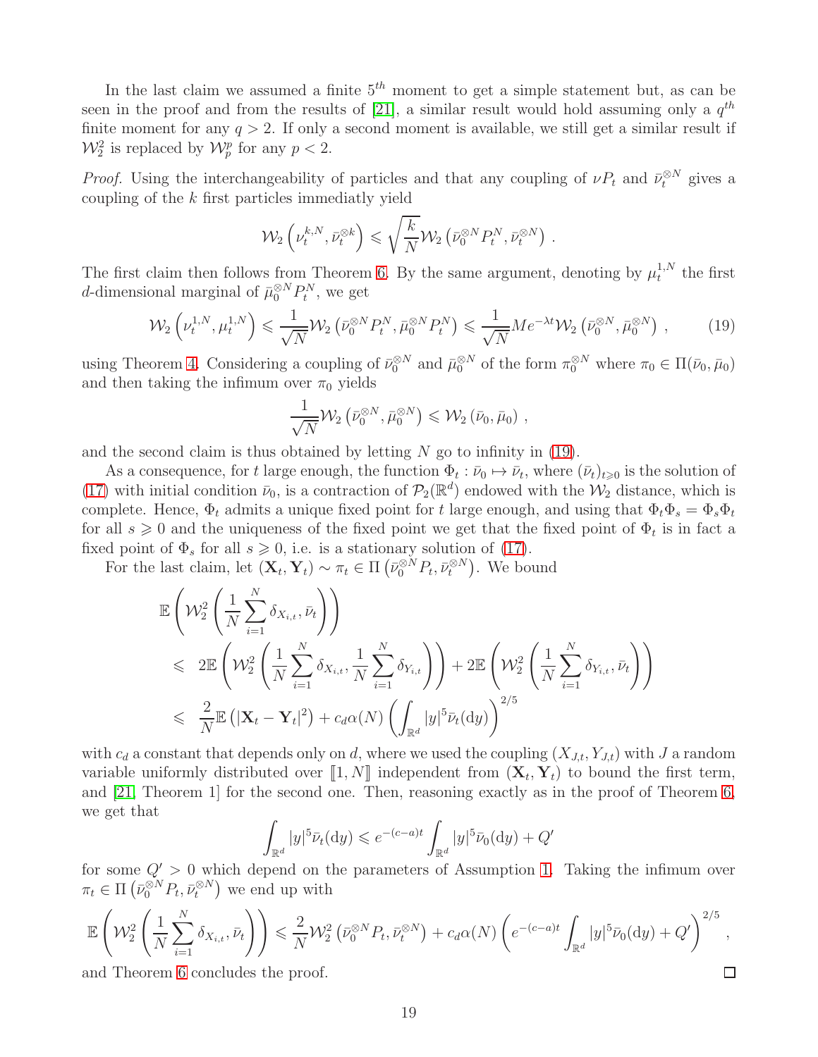In the last claim we assumed a finite $5^{th}$ moment to get a simple statement but, as can be seen in the proof and from the results of [21], a similar result would hold assuming only a $q^{th}$ finite moment for any $q > 2$. If only a second moment is available, we still get a similar result if $\mathcal{W}_2^2$ is replaced by $\mathcal{W}_p^p$ for any $p < 2$.

*Proof.* Using the interchangeability of particles and that any coupling of $\nu P_t$ and $\bar{\nu}_t^{\otimes N}$ gives a coupling of the $k$ first particles immediatly yield

$$\mathcal{W}_2\left(\nu_t^{k,N}, \bar{\nu}_t^{\otimes k}\right) \leqslant \sqrt{\frac{k}{N}} \mathcal{W}_2\left(\bar{\nu}_0^{\otimes N} P_t^N, \bar{\nu}_t^{\otimes N}\right) .$$

The first claim then follows from Theorem 6. By the same argument, denoting by $\mu_t^{1,N}$ the first $d$-dimensional marginal of $\bar{\mu}_0^{\otimes N} P_t^N$, we get

$$\mathcal{W}_2\left(\nu_t^{1,N}, \mu_t^{1,N}\right) \leqslant \frac{1}{\sqrt{N}} \mathcal{W}_2\left(\bar{\nu}_0^{\otimes N} P_t^N, \bar{\mu}_0^{\otimes N} P_t^N\right) \leqslant \frac{1}{\sqrt{N}} M e^{-\lambda t} \mathcal{W}_2\left(\bar{\nu}_0^{\otimes N}, \bar{\mu}_0^{\otimes N}\right) , \tag{19}$$

using Theorem 4. Considering a coupling of $\bar{\nu}_0^{\otimes N}$ and $\bar{\mu}_0^{\otimes N}$ of the form $\pi_0^{\otimes N}$ where $\pi_0 \in \Pi(\bar{\nu}_0, \bar{\mu}_0)$ and then taking the infimum over $\pi_0$ yields

$$\frac{1}{\sqrt{N}} \mathcal{W}_2\left(\bar{\nu}_0^{\otimes N}, \bar{\mu}_0^{\otimes N}\right) \leqslant \mathcal{W}_2\left(\bar{\nu}_0, \bar{\mu}_0\right) ,$$

and the second claim is thus obtained by letting $N$ go to infinity in (19).

As a consequence, for $t$ large enough, the function $\Phi_t : \bar{\nu}_0 \mapsto \bar{\nu}_t$, where $(\bar{\nu}_t)_{t \geqslant 0}$ is the solution of (17) with initial condition $\bar{\nu}_0$, is a contraction of $\mathcal{P}_2(\mathbb{R}^d)$ endowed with the $\mathcal{W}_2$ distance, which is complete. Hence, $\Phi_t$ admits a unique fixed point for $t$ large enough, and using that $\Phi_t \Phi_s = \Phi_s \Phi_t$ for all $s \geqslant 0$ and the uniqueness of the fixed point we get that the fixed point of $\Phi_t$ is in fact a fixed point of $\Phi_s$ for all $s \geqslant 0$, i.e. is a stationary solution of (17).

For the last claim, let $(\mathbf{X}_t, \mathbf{Y}_t) \sim \pi_t \in \Pi\left(\bar{\nu}_0^{\otimes N} P_t, \bar{\nu}_t^{\otimes N}\right)$. We bound

$$\begin{aligned}
&\mathbb{E}\left(\mathcal{W}_2^2\left(\frac{1}{N}\sum_{i=1}^N \delta_{X_{i,t}}, \bar{\nu}_t\right)\right) \\
&\leqslant \; 2\mathbb{E}\left(\mathcal{W}_2^2\left(\frac{1}{N}\sum_{i=1}^N \delta_{X_{i,t}}, \frac{1}{N}\sum_{i=1}^N \delta_{Y_{i,t}}\right)\right) + 2\mathbb{E}\left(\mathcal{W}_2^2\left(\frac{1}{N}\sum_{i=1}^N \delta_{Y_{i,t}}, \bar{\nu}_t\right)\right) \\
&\leqslant \; \frac{2}{N}\mathbb{E}\left(|\mathbf{X}_t - \mathbf{Y}_t|^2\right) + c_d \alpha(N) \left(\int_{\mathbb{R}^d} |y|^5 \bar{\nu}_t(\mathrm{d}y)\right)^{2/5}
\end{aligned}$$

with $c_d$ a constant that depends only on $d$, where we used the coupling $(X_{J,t}, Y_{J,t})$ with $J$ a random variable uniformly distributed over $[\![1, N]\!]$ independent from $(\mathbf{X}_t, \mathbf{Y}_t)$ to bound the first term, and [21, Theorem 1] for the second one. Then, reasoning exactly as in the proof of Theorem 6, we get that

$$\int_{\mathbb{R}^d} |y|^5 \bar{\nu}_t(\mathrm{d}y) \leqslant e^{-(c-a)t} \int_{\mathbb{R}^d} |y|^5 \bar{\nu}_0(\mathrm{d}y) + Q'$$

for some $Q' > 0$ which depend on the parameters of Assumption 1. Taking the infimum over $\pi_t \in \Pi\left(\bar{\nu}_0^{\otimes N} P_t, \bar{\nu}_t^{\otimes N}\right)$ we end up with

$$\mathbb{E}\left(\mathcal{W}_2^2\left(\frac{1}{N}\sum_{i=1}^N \delta_{X_{i,t}}, \bar{\nu}_t\right)\right) \leqslant \frac{2}{N}\mathcal{W}_2^2\left(\bar{\nu}_0^{\otimes N} P_t, \bar{\nu}_t^{\otimes N}\right) + c_d \alpha(N) \left(e^{-(c-a)t} \int_{\mathbb{R}^d} |y|^5 \bar{\nu}_0(\mathrm{d}y) + Q'\right)^{2/5} ,$$

and Theorem 6 concludes the proof. $\square$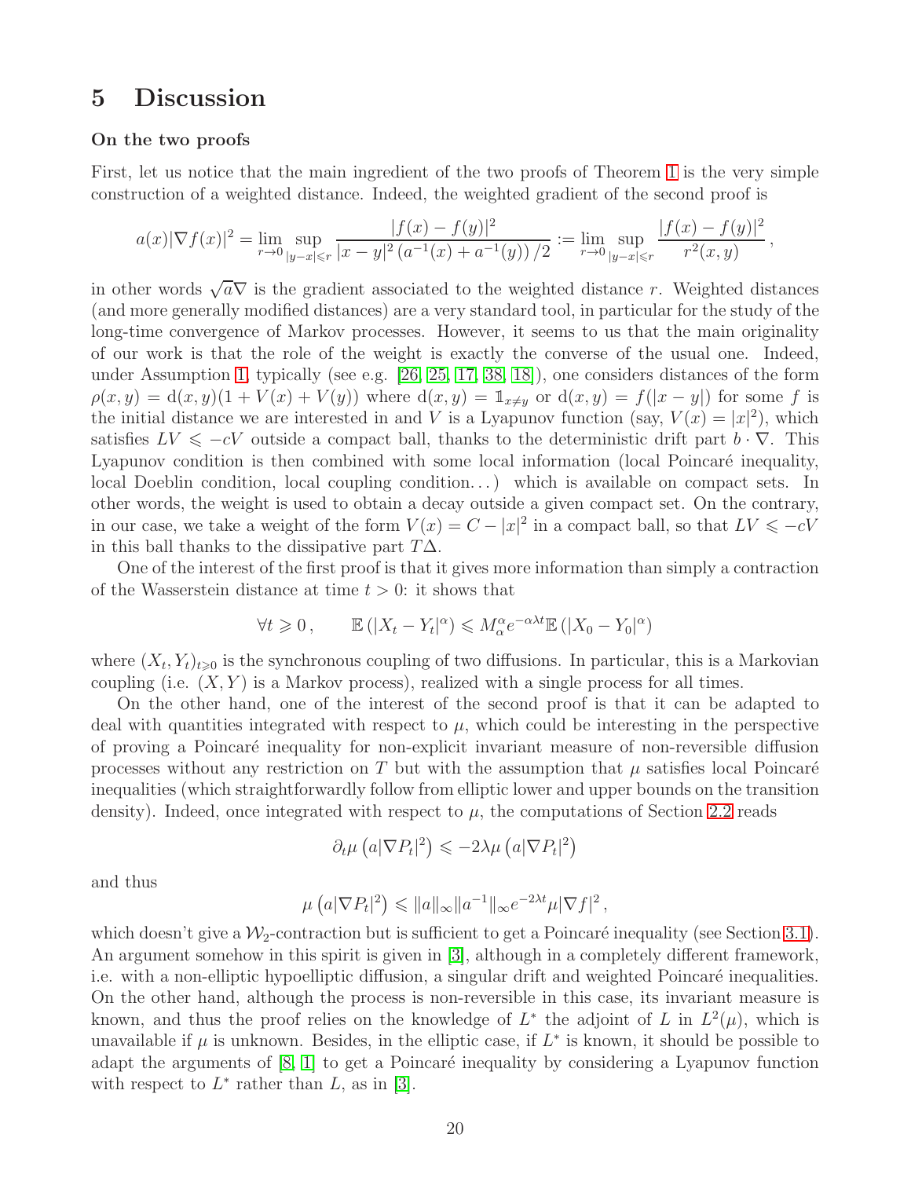# 5 Discussion

### On the two proofs

First, let us notice that the main ingredient of the two proofs of Theorem 1 is the very simple construction of a weighted distance. Indeed, the weighted gradient of the second proof is

$$a(x)|\nabla f(x)|^2 = \lim_{r\to 0} \sup_{|y-x|\leqslant r} \frac{|f(x)-f(y)|^2}{|x-y|^2\left(a^{-1}(x)+a^{-1}(y)\right)/2} := \lim_{r\to 0} \sup_{|y-x|\leqslant r} \frac{|f(x)-f(y)|^2}{r^2(x,y)}\,,$$

in other words $\sqrt{a}\nabla$ is the gradient associated to the weighted distance $r$. Weighted distances (and more generally modified distances) are a very standard tool, in particular for the study of the long-time convergence of Markov processes. However, it seems to us that the main originality of our work is that the role of the weight is exactly the converse of the usual one. Indeed, under Assumption 1, typically (see e.g. [26, 25, 17, 38, 18]), one considers distances of the form $\rho(x,y) = \mathrm{d}(x,y)(1+V(x)+V(y))$ where $\mathrm{d}(x,y) = \mathbb{1}_{x\neq y}$ or $\mathrm{d}(x,y) = f(|x-y|)$ for some $f$ is the initial distance we are interested in and $V$ is a Lyapunov function (say, $V(x) = |x|^2$), which satisfies $LV \leqslant -cV$ outside a compact ball, thanks to the deterministic drift part $b\cdot\nabla$. This Lyapunov condition is then combined with some local information (local Poincaré inequality, local Doeblin condition, local coupling condition...) which is available on compact sets. In other words, the weight is used to obtain a decay outside a given compact set. On the contrary, in our case, we take a weight of the form $V(x) = C - |x|^2$ in a compact ball, so that $LV \leqslant -cV$ in this ball thanks to the dissipative part $T\Delta$.

One of the interest of the first proof is that it gives more information than simply a contraction of the Wasserstein distance at time $t>0$: it shows that

$$\forall t\geqslant 0\,,\qquad \mathbb{E}\left(|X_t-Y_t|^\alpha\right) \leqslant M_\alpha^\alpha e^{-\alpha\lambda t}\mathbb{E}\left(|X_0-Y_0|^\alpha\right)$$

where $(X_t,Y_t)_{t\geqslant 0}$ is the synchronous coupling of two diffusions. In particular, this is a Markovian coupling (i.e. $(X,Y)$ is a Markov process), realized with a single process for all times.

On the other hand, one of the interest of the second proof is that it can be adapted to deal with quantities integrated with respect to $\mu$, which could be interesting in the perspective of proving a Poincaré inequality for non-explicit invariant measure of non-reversible diffusion processes without any restriction on $T$ but with the assumption that $\mu$ satisfies local Poincaré inequalities (which straightforwardly follow from elliptic lower and upper bounds on the transition density). Indeed, once integrated with respect to $\mu$, the computations of Section 2.2 reads

$$\partial_t\mu\left(a|\nabla P_t|^2\right) \leqslant -2\lambda\mu\left(a|\nabla P_t|^2\right)$$

and thus

$$\mu\left(a|\nabla P_t|^2\right) \leqslant \|a\|_\infty\|a^{-1}\|_\infty e^{-2\lambda t}\mu|\nabla f|^2\,,$$

which doesn't give a $\mathcal{W}_2$-contraction but is sufficient to get a Poincaré inequality (see Section 3.1). An argument somehow in this spirit is given in [3], although in a completely different framework, i.e. with a non-elliptic hypoelliptic diffusion, a singular drift and weighted Poincaré inequalities. On the other hand, although the process is non-reversible in this case, its invariant measure is known, and thus the proof relies on the knowledge of $L^*$ the adjoint of $L$ in $L^2(\mu)$, which is unavailable if $\mu$ is unknown. Besides, in the elliptic case, if $L^*$ is known, it should be possible to adapt the arguments of [8, 1] to get a Poincaré inequality by considering a Lyapunov function with respect to $L^*$ rather than $L$, as in [3].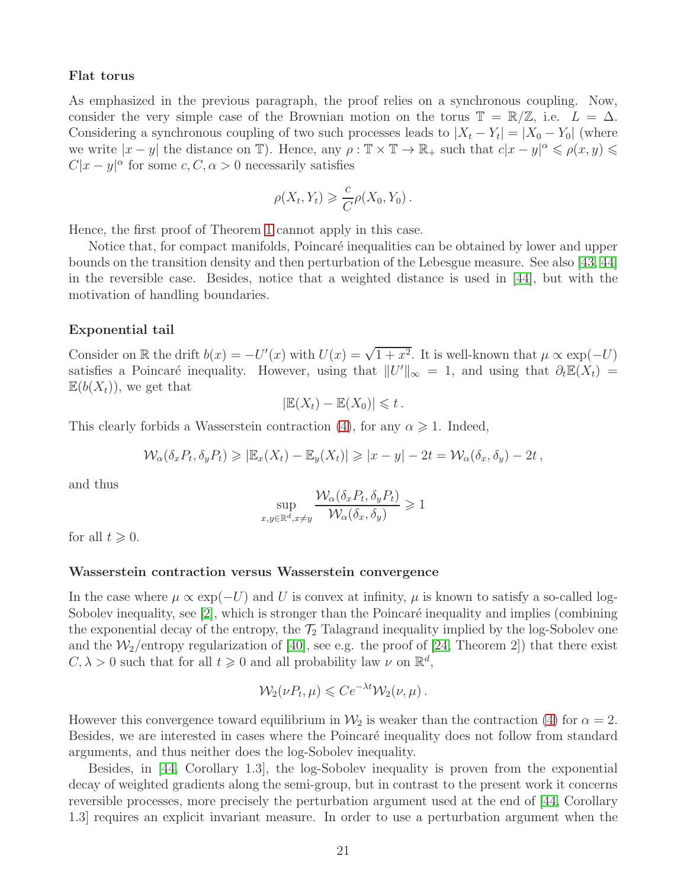### Flat torus

As emphasized in the previous paragraph, the proof relies on a synchronous coupling. Now, consider the very simple case of the Brownian motion on the torus $\mathbb{T} = \mathbb{R}/\mathbb{Z}$, i.e. $L = \Delta$. Considering a synchronous coupling of two such processes leads to $|X_t - Y_t| = |X_0 - Y_0|$ (where we write $|x-y|$ the distance on $\mathbb{T}$). Hence, any $\rho : \mathbb{T}\times\mathbb{T} \to \mathbb{R}_+$ such that $c|x-y|^\alpha \leqslant \rho(x,y) \leqslant C|x-y|^\alpha$ for some $c, C, \alpha > 0$ necessarily satisfies

$$\rho(X_t, Y_t) \geqslant \frac{c}{C}\rho(X_0, Y_0)\,.$$

Hence, the first proof of Theorem 1 cannot apply in this case.

Notice that, for compact manifolds, Poincaré inequalities can be obtained by lower and upper bounds on the transition density and then perturbation of the Lebesgue measure. See also [43, 44] in the reversible case. Besides, notice that a weighted distance is used in [44], but with the motivation of handling boundaries.

### Exponential tail

Consider on $\mathbb{R}$ the drift $b(x) = -U'(x)$ with $U(x) = \sqrt{1+x^2}$. It is well-known that $\mu \propto \exp(-U)$ satisfies a Poincaré inequality. However, using that $\|U'\|_\infty = 1$, and using that $\partial_t \mathbb{E}(X_t) = \mathbb{E}(b(X_t))$, we get that

$$|\mathbb{E}(X_t) - \mathbb{E}(X_0)| \leqslant t\,.$$

This clearly forbids a Wasserstein contraction (4), for any $\alpha \geqslant 1$. Indeed,

$$\mathcal{W}_\alpha(\delta_x P_t, \delta_y P_t) \geqslant |\mathbb{E}_x(X_t) - \mathbb{E}_y(X_t)| \geqslant |x-y| - 2t = \mathcal{W}_\alpha(\delta_x, \delta_y) - 2t\,,$$

and thus

$$\sup_{x,y\in\mathbb{R}^d, x\neq y} \frac{\mathcal{W}_\alpha(\delta_x P_t, \delta_y P_t)}{\mathcal{W}_\alpha(\delta_x, \delta_y)} \geqslant 1$$

for all $t \geqslant 0$.

### Wasserstein contraction versus Wasserstein convergence

In the case where $\mu \propto \exp(-U)$ and $U$ is convex at infinity, $\mu$ is known to satisfy a so-called log-Sobolev inequality, see [2], which is stronger than the Poincaré inequality and implies (combining the exponential decay of the entropy, the $\mathcal{T}_2$ Talagrand inequality implied by the log-Sobolev one and the $\mathcal{W}_2$/entropy regularization of [40], see e.g. the proof of [24, Theorem 2]) that there exist $C, \lambda > 0$ such that for all $t \geqslant 0$ and all probability law $\nu$ on $\mathbb{R}^d$,

$$\mathcal{W}_2(\nu P_t, \mu) \leqslant C e^{-\lambda t}\mathcal{W}_2(\nu, \mu)\,.$$

However this convergence toward equilibrium in $\mathcal{W}_2$ is weaker than the contraction (4) for $\alpha = 2$. Besides, we are interested in cases where the Poincaré inequality does not follow from standard arguments, and thus neither does the log-Sobolev inequality.

Besides, in [44, Corollary 1.3], the log-Sobolev inequality is proven from the exponential decay of weighted gradients along the semi-group, but in contrast to the present work it concerns reversible processes, more precisely the perturbation argument used at the end of [44, Corollary 1.3] requires an explicit invariant measure. In order to use a perturbation argument when the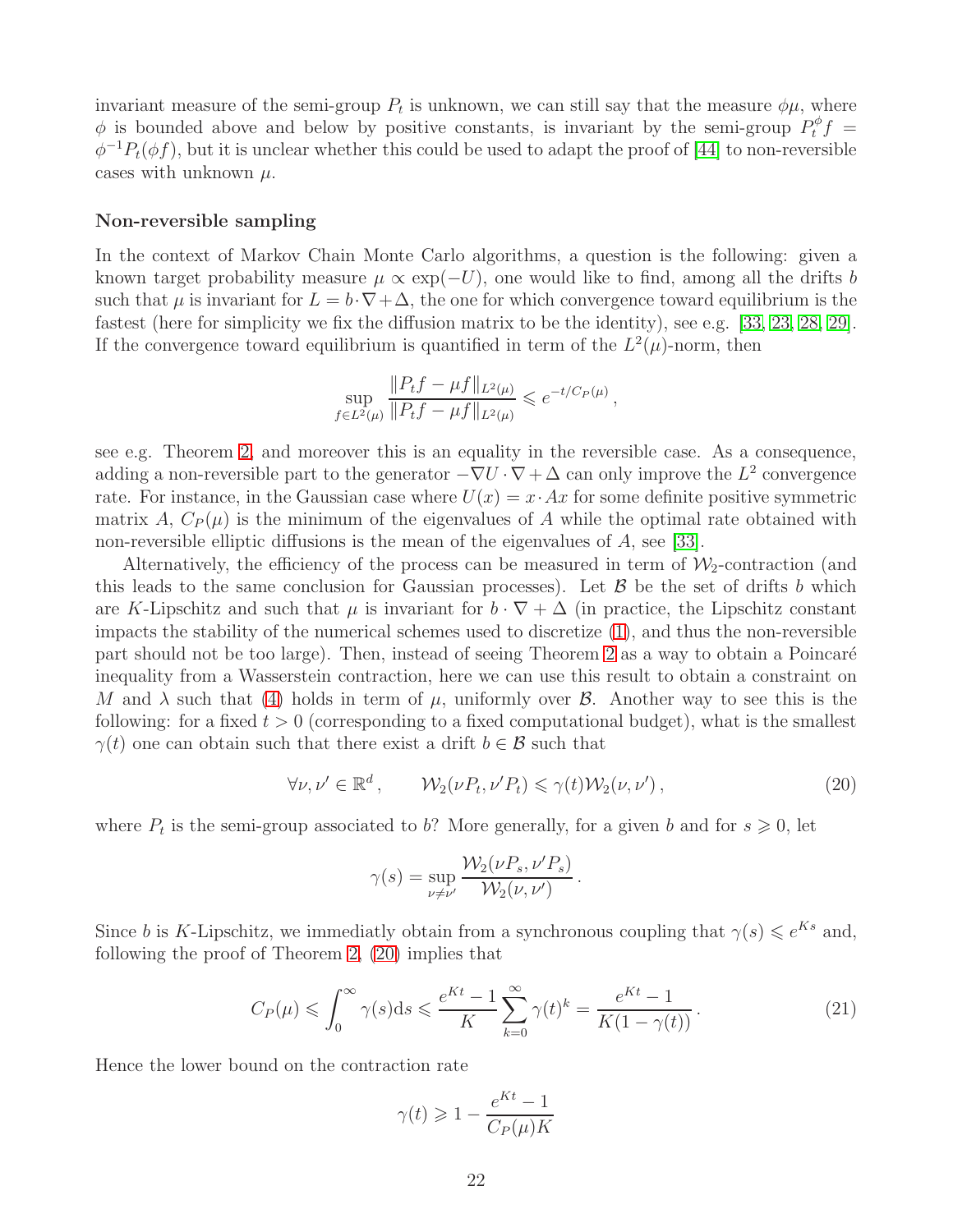invariant measure of the semi-group $P_t$ is unknown, we can still say that the measure $\phi\mu$, where $\phi$ is bounded above and below by positive constants, is invariant by the semi-group $P_t^\phi f = \phi^{-1}P_t(\phi f)$, but it is unclear whether this could be used to adapt the proof of [44] to non-reversible cases with unknown $\mu$.

**Non-reversible sampling**

In the context of Markov Chain Monte Carlo algorithms, a question is the following: given a known target probability measure $\mu \propto \exp(-U)$, one would like to find, among all the drifts $b$ such that $\mu$ is invariant for $L = b\cdot\nabla+\Delta$, the one for which convergence toward equilibrium is the fastest (here for simplicity we fix the diffusion matrix to be the identity), see e.g. [33, 23, 28, 29]. If the convergence toward equilibrium is quantified in term of the $L^2(\mu)$-norm, then

$$\sup_{f\in L^2(\mu)} \frac{\|P_t f - \mu f\|_{L^2(\mu)}}{\|P_t f - \mu f\|_{L^2(\mu)}} \leqslant e^{-t/C_P(\mu)}\,,$$

see e.g. Theorem 2, and moreover this is an equality in the reversible case. As a consequence, adding a non-reversible part to the generator $-\nabla U\cdot\nabla + \Delta$ can only improve the $L^2$ convergence rate. For instance, in the Gaussian case where $U(x) = x\cdot Ax$ for some definite positive symmetric matrix $A$, $C_P(\mu)$ is the minimum of the eigenvalues of $A$ while the optimal rate obtained with non-reversible elliptic diffusions is the mean of the eigenvalues of $A$, see [33].

Alternatively, the efficiency of the process can be measured in term of $\mathcal{W}_2$-contraction (and this leads to the same conclusion for Gaussian processes). Let $\mathcal{B}$ be the set of drifts $b$ which are $K$-Lipschitz and such that $\mu$ is invariant for $b\cdot\nabla+\Delta$ (in practice, the Lipschitz constant impacts the stability of the numerical schemes used to discretize (1), and thus the non-reversible part should not be too large). Then, instead of seeing Theorem 2 as a way to obtain a Poincaré inequality from a Wasserstein contraction, here we can use this result to obtain a constraint on $M$ and $\lambda$ such that (4) holds in term of $\mu$, uniformly over $\mathcal{B}$. Another way to see this is the following: for a fixed $t>0$ (corresponding to a fixed computational budget), what is the smallest $\gamma(t)$ one can obtain such that there exist a drift $b\in\mathcal{B}$ such that

$$\forall \nu,\nu'\in\mathbb{R}^d\,,\qquad \mathcal{W}_2(\nu P_t,\nu' P_t) \leqslant \gamma(t)\mathcal{W}_2(\nu,\nu')\,, \tag{20}$$

where $P_t$ is the semi-group associated to $b$? More generally, for a given $b$ and for $s\geqslant 0$, let

$$\gamma(s) = \sup_{\nu\neq\nu'}\frac{\mathcal{W}_2(\nu P_s,\nu' P_s)}{\mathcal{W}_2(\nu,\nu')}\,.$$

Since $b$ is $K$-Lipschitz, we immediatly obtain from a synchronous coupling that $\gamma(s)\leqslant e^{Ks}$ and, following the proof of Theorem 2, (20) implies that

$$C_P(\mu) \leqslant \int_0^\infty \gamma(s)\mathrm{d}s \leqslant \frac{e^{Kt}-1}{K}\sum_{k=0}^\infty \gamma(t)^k = \frac{e^{Kt}-1}{K(1-\gamma(t))}\,. \tag{21}$$

Hence the lower bound on the contraction rate

$$\gamma(t) \geqslant 1 - \frac{e^{Kt}-1}{C_P(\mu)K}$$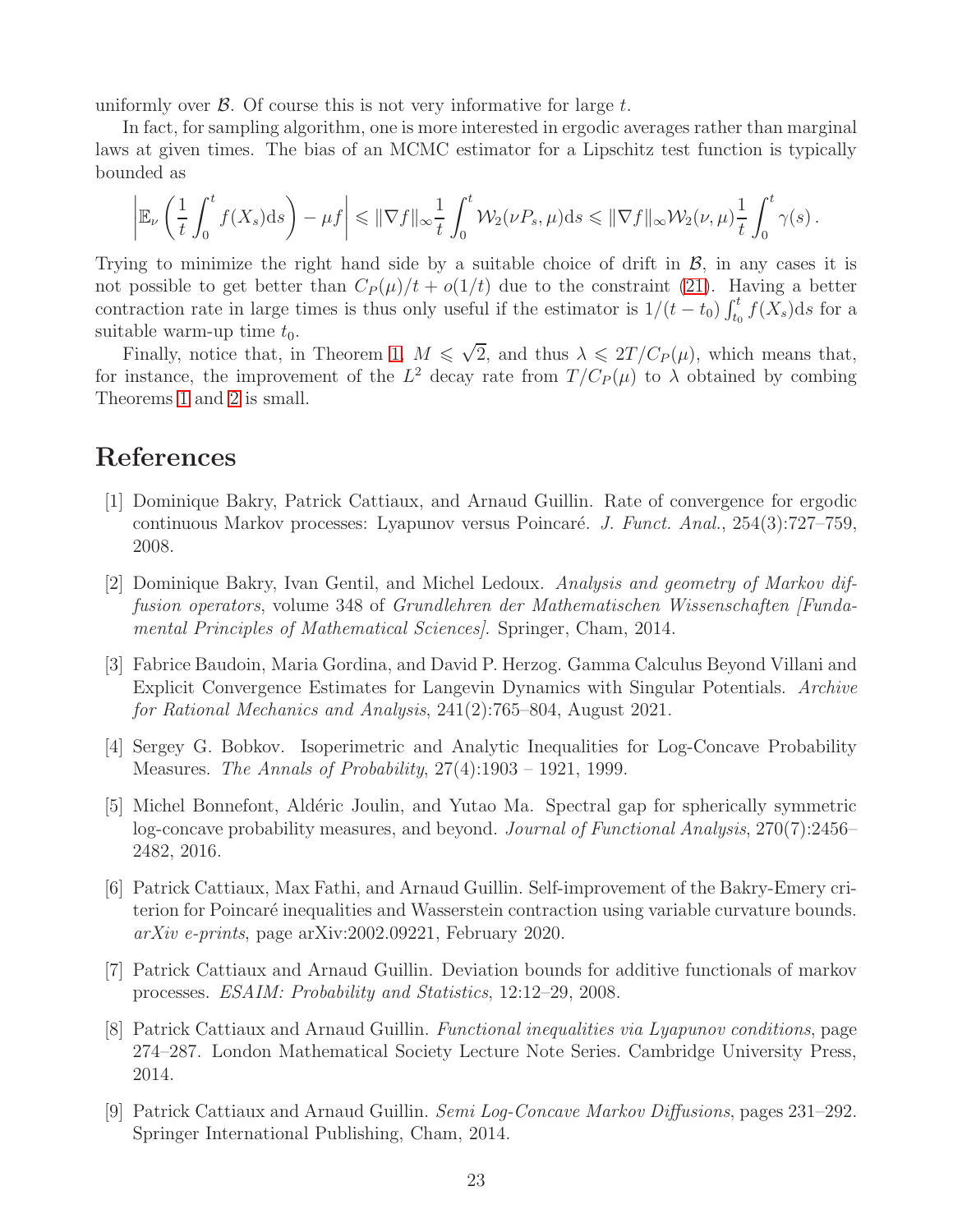uniformly over $\mathcal{B}$. Of course this is not very informative for large $t$.

In fact, for sampling algorithm, one is more interested in ergodic averages rather than marginal laws at given times. The bias of an MCMC estimator for a Lipschitz test function is typically bounded as

$$\left| \mathbb{E}_\nu \left( \frac{1}{t} \int_0^t f(X_s) \mathrm{d}s \right) - \mu f \right| \leqslant \|\nabla f\|_\infty \frac{1}{t} \int_0^t \mathcal{W}_2(\nu P_s, \mu) \mathrm{d}s \leqslant \|\nabla f\|_\infty \mathcal{W}_2(\nu, \mu) \frac{1}{t} \int_0^t \gamma(s)\,.$$

Trying to minimize the right hand side by a suitable choice of drift in $\mathcal{B}$, in any cases it is not possible to get better than $C_P(\mu)/t + o(1/t)$ due to the constraint (21). Having a better contraction rate in large times is thus only useful if the estimator is $1/(t-t_0) \int_{t_0}^t f(X_s) \mathrm{d}s$ for a suitable warm-up time $t_0$.

Finally, notice that, in Theorem 1, $M \leqslant \sqrt{2}$, and thus $\lambda \leqslant 2T/C_P(\mu)$, which means that, for instance, the improvement of the $L^2$ decay rate from $T/C_P(\mu)$ to $\lambda$ obtained by combing Theorems 1 and 2 is small.

# References

[1] Dominique Bakry, Patrick Cattiaux, and Arnaud Guillin. Rate of convergence for ergodic continuous Markov processes: Lyapunov versus Poincaré. *J. Funct. Anal.*, 254(3):727–759, 2008.

[2] Dominique Bakry, Ivan Gentil, and Michel Ledoux. *Analysis and geometry of Markov diffusion operators*, volume 348 of *Grundlehren der Mathematischen Wissenschaften [Fundamental Principles of Mathematical Sciences]*. Springer, Cham, 2014.

[3] Fabrice Baudoin, Maria Gordina, and David P. Herzog. Gamma Calculus Beyond Villani and Explicit Convergence Estimates for Langevin Dynamics with Singular Potentials. *Archive for Rational Mechanics and Analysis*, 241(2):765–804, August 2021.

[4] Sergey G. Bobkov. Isoperimetric and Analytic Inequalities for Log-Concave Probability Measures. *The Annals of Probability*, 27(4):1903 – 1921, 1999.

[5] Michel Bonnefont, Aldéric Joulin, and Yutao Ma. Spectral gap for spherically symmetric log-concave probability measures, and beyond. *Journal of Functional Analysis*, 270(7):2456–2482, 2016.

[6] Patrick Cattiaux, Max Fathi, and Arnaud Guillin. Self-improvement of the Bakry-Emery criterion for Poincaré inequalities and Wasserstein contraction using variable curvature bounds. *arXiv e-prints*, page arXiv:2002.09221, February 2020.

[7] Patrick Cattiaux and Arnaud Guillin. Deviation bounds for additive functionals of markov processes. *ESAIM: Probability and Statistics*, 12:12–29, 2008.

[8] Patrick Cattiaux and Arnaud Guillin. *Functional inequalities via Lyapunov conditions*, page 274–287. London Mathematical Society Lecture Note Series. Cambridge University Press, 2014.

[9] Patrick Cattiaux and Arnaud Guillin. *Semi Log-Concave Markov Diffusions*, pages 231–292. Springer International Publishing, Cham, 2014.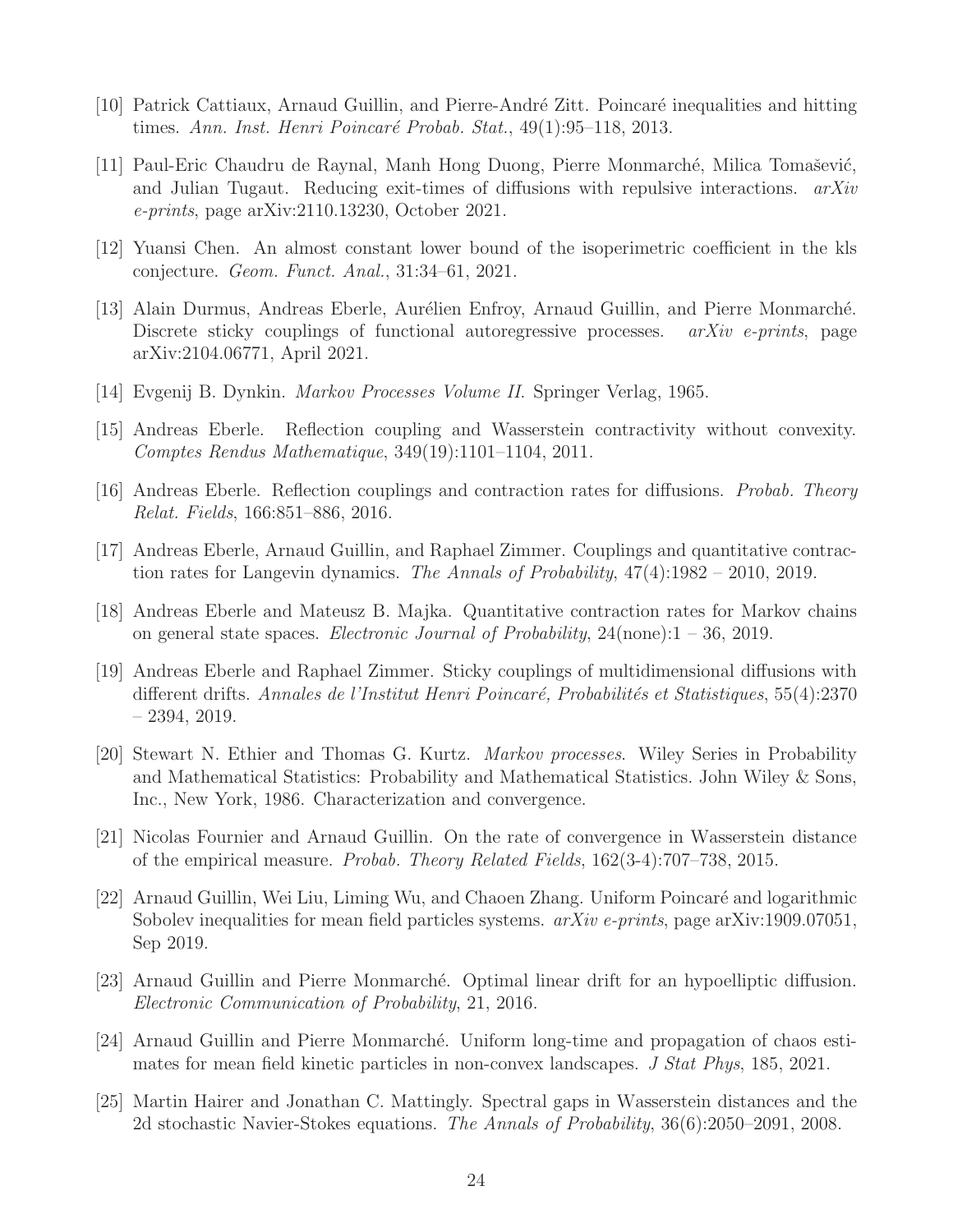[10] Patrick Cattiaux, Arnaud Guillin, and Pierre-André Zitt. Poincaré inequalities and hitting times. *Ann. Inst. Henri Poincaré Probab. Stat.*, 49(1):95–118, 2013.

[11] Paul-Eric Chaudru de Raynal, Manh Hong Duong, Pierre Monmarché, Milica Tomašević, and Julian Tugaut. Reducing exit-times of diffusions with repulsive interactions. *arXiv e-prints*, page arXiv:2110.13230, October 2021.

[12] Yuansi Chen. An almost constant lower bound of the isoperimetric coefficient in the kls conjecture. *Geom. Funct. Anal.*, 31:34–61, 2021.

[13] Alain Durmus, Andreas Eberle, Aurélien Enfroy, Arnaud Guillin, and Pierre Monmarché. Discrete sticky couplings of functional autoregressive processes. *arXiv e-prints*, page arXiv:2104.06771, April 2021.

[14] Evgenij B. Dynkin. *Markov Processes Volume II*. Springer Verlag, 1965.

[15] Andreas Eberle. Reflection coupling and Wasserstein contractivity without convexity. *Comptes Rendus Mathematique*, 349(19):1101–1104, 2011.

[16] Andreas Eberle. Reflection couplings and contraction rates for diffusions. *Probab. Theory Relat. Fields*, 166:851–886, 2016.

[17] Andreas Eberle, Arnaud Guillin, and Raphael Zimmer. Couplings and quantitative contraction rates for Langevin dynamics. *The Annals of Probability*, 47(4):1982 – 2010, 2019.

[18] Andreas Eberle and Mateusz B. Majka. Quantitative contraction rates for Markov chains on general state spaces. *Electronic Journal of Probability*, 24(none):1 – 36, 2019.

[19] Andreas Eberle and Raphael Zimmer. Sticky couplings of multidimensional diffusions with different drifts. *Annales de l'Institut Henri Poincaré, Probabilités et Statistiques*, 55(4):2370 – 2394, 2019.

[20] Stewart N. Ethier and Thomas G. Kurtz. *Markov processes*. Wiley Series in Probability and Mathematical Statistics: Probability and Mathematical Statistics. John Wiley & Sons, Inc., New York, 1986. Characterization and convergence.

[21] Nicolas Fournier and Arnaud Guillin. On the rate of convergence in Wasserstein distance of the empirical measure. *Probab. Theory Related Fields*, 162(3-4):707–738, 2015.

[22] Arnaud Guillin, Wei Liu, Liming Wu, and Chaoen Zhang. Uniform Poincaré and logarithmic Sobolev inequalities for mean field particles systems. *arXiv e-prints*, page arXiv:1909.07051, Sep 2019.

[23] Arnaud Guillin and Pierre Monmarché. Optimal linear drift for an hypoelliptic diffusion. *Electronic Communication of Probability*, 21, 2016.

[24] Arnaud Guillin and Pierre Monmarché. Uniform long-time and propagation of chaos estimates for mean field kinetic particles in non-convex landscapes. *J Stat Phys*, 185, 2021.

[25] Martin Hairer and Jonathan C. Mattingly. Spectral gaps in Wasserstein distances and the 2d stochastic Navier-Stokes equations. *The Annals of Probability*, 36(6):2050–2091, 2008.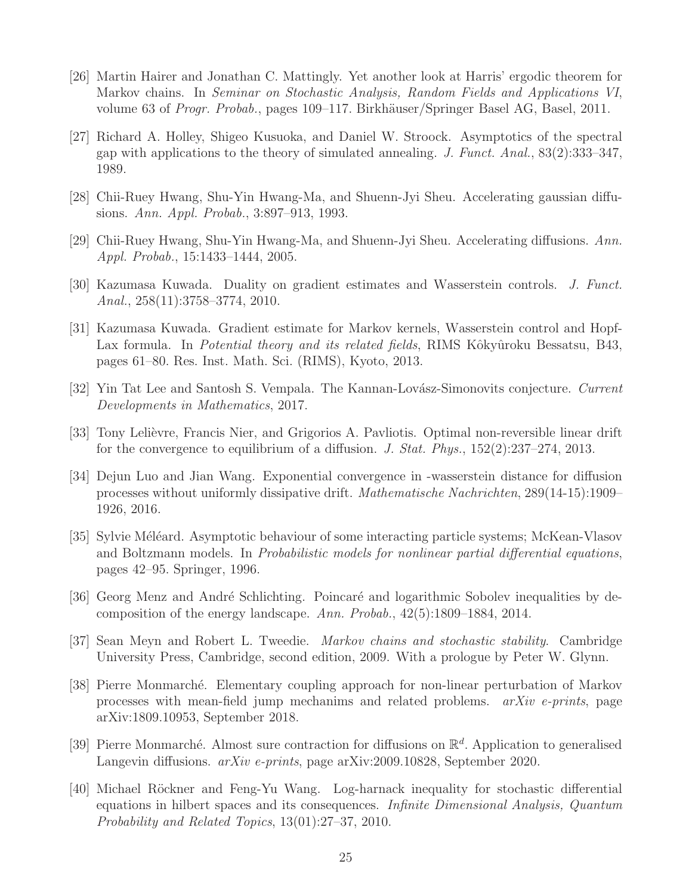[26] Martin Hairer and Jonathan C. Mattingly. Yet another look at Harris' ergodic theorem for Markov chains. In *Seminar on Stochastic Analysis, Random Fields and Applications VI*, volume 63 of *Progr. Probab.*, pages 109–117. Birkhäuser/Springer Basel AG, Basel, 2011.

[27] Richard A. Holley, Shigeo Kusuoka, and Daniel W. Stroock. Asymptotics of the spectral gap with applications to the theory of simulated annealing. *J. Funct. Anal.*, 83(2):333–347, 1989.

[28] Chii-Ruey Hwang, Shu-Yin Hwang-Ma, and Shuenn-Jyi Sheu. Accelerating gaussian diffusions. *Ann. Appl. Probab.*, 3:897–913, 1993.

[29] Chii-Ruey Hwang, Shu-Yin Hwang-Ma, and Shuenn-Jyi Sheu. Accelerating diffusions. *Ann. Appl. Probab.*, 15:1433–1444, 2005.

[30] Kazumasa Kuwada. Duality on gradient estimates and Wasserstein controls. *J. Funct. Anal.*, 258(11):3758–3774, 2010.

[31] Kazumasa Kuwada. Gradient estimate for Markov kernels, Wasserstein control and Hopf-Lax formula. In *Potential theory and its related fields*, RIMS Kôkyûroku Bessatsu, B43, pages 61–80. Res. Inst. Math. Sci. (RIMS), Kyoto, 2013.

[32] Yin Tat Lee and Santosh S. Vempala. The Kannan-Lovász-Simonovits conjecture. *Current Developments in Mathematics*, 2017.

[33] Tony Lelièvre, Francis Nier, and Grigorios A. Pavliotis. Optimal non-reversible linear drift for the convergence to equilibrium of a diffusion. *J. Stat. Phys.*, 152(2):237–274, 2013.

[34] Dejun Luo and Jian Wang. Exponential convergence in -wasserstein distance for diffusion processes without uniformly dissipative drift. *Mathematische Nachrichten*, 289(14-15):1909–1926, 2016.

[35] Sylvie Méléard. Asymptotic behaviour of some interacting particle systems; McKean-Vlasov and Boltzmann models. In *Probabilistic models for nonlinear partial differential equations*, pages 42–95. Springer, 1996.

[36] Georg Menz and André Schlichting. Poincaré and logarithmic Sobolev inequalities by decomposition of the energy landscape. *Ann. Probab.*, 42(5):1809–1884, 2014.

[37] Sean Meyn and Robert L. Tweedie. *Markov chains and stochastic stability*. Cambridge University Press, Cambridge, second edition, 2009. With a prologue by Peter W. Glynn.

[38] Pierre Monmarché. Elementary coupling approach for non-linear perturbation of Markov processes with mean-field jump mechanims and related problems. *arXiv e-prints*, page arXiv:1809.10953, September 2018.

[39] Pierre Monmarché. Almost sure contraction for diffusions on $\mathbb{R}^d$. Application to generalised Langevin diffusions. *arXiv e-prints*, page arXiv:2009.10828, September 2020.

[40] Michael Röckner and Feng-Yu Wang. Log-harnack inequality for stochastic differential equations in hilbert spaces and its consequences. *Infinite Dimensional Analysis, Quantum Probability and Related Topics*, 13(01):27–37, 2010.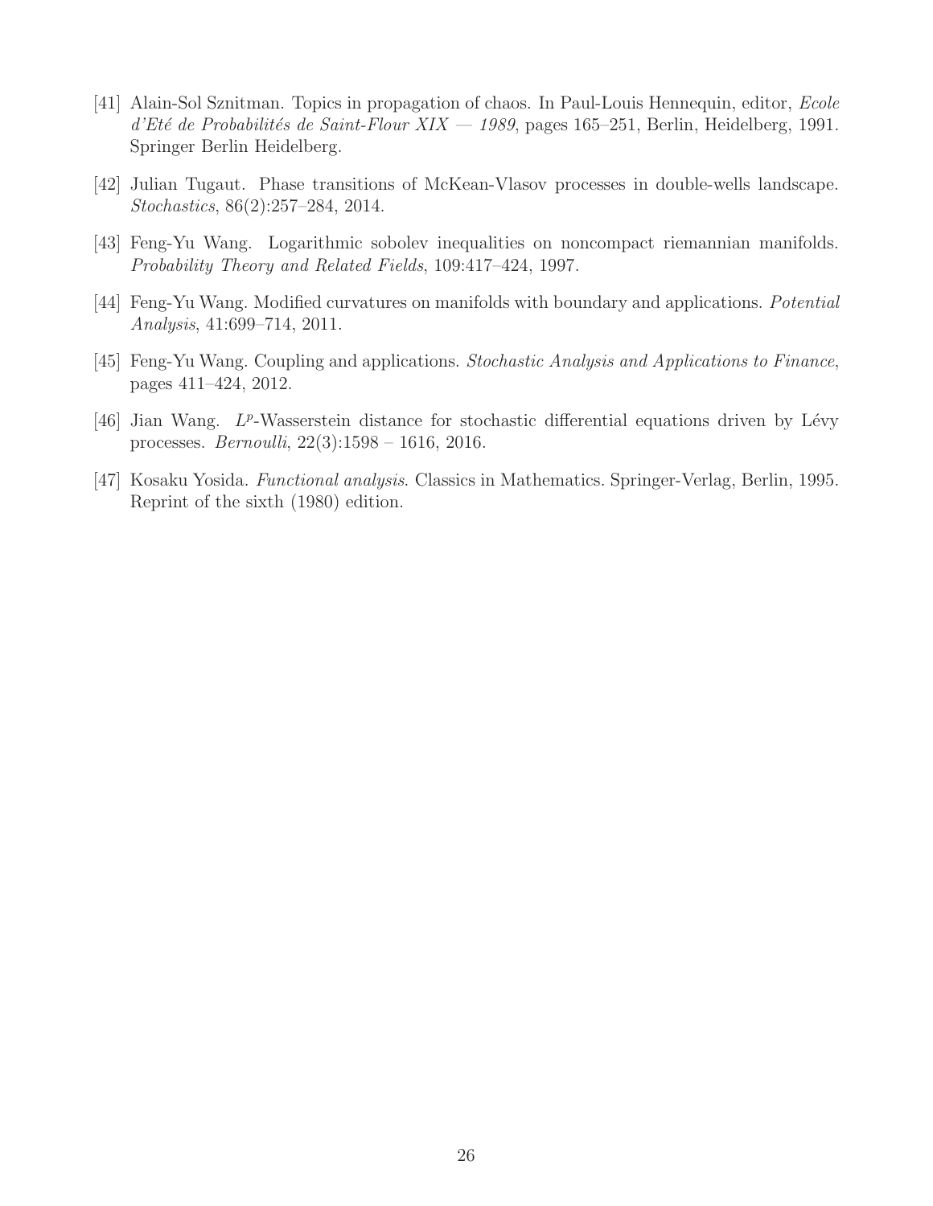[41] Alain-Sol Sznitman. Topics in propagation of chaos. In Paul-Louis Hennequin, editor, *Ecole d'Eté de Probabilités de Saint-Flour XIX — 1989*, pages 165–251, Berlin, Heidelberg, 1991. Springer Berlin Heidelberg.

[42] Julian Tugaut. Phase transitions of McKean-Vlasov processes in double-wells landscape. *Stochastics*, 86(2):257–284, 2014.

[43] Feng-Yu Wang. Logarithmic sobolev inequalities on noncompact riemannian manifolds. *Probability Theory and Related Fields*, 109:417–424, 1997.

[44] Feng-Yu Wang. Modified curvatures on manifolds with boundary and applications. *Potential Analysis*, 41:699–714, 2011.

[45] Feng-Yu Wang. Coupling and applications. *Stochastic Analysis and Applications to Finance*, pages 411–424, 2012.

[46] Jian Wang. $L^p$-Wasserstein distance for stochastic differential equations driven by Lévy processes. *Bernoulli*, 22(3):1598 – 1616, 2016.

[47] Kosaku Yosida. *Functional analysis*. Classics in Mathematics. Springer-Verlag, Berlin, 1995. Reprint of the sixth (1980) edition.